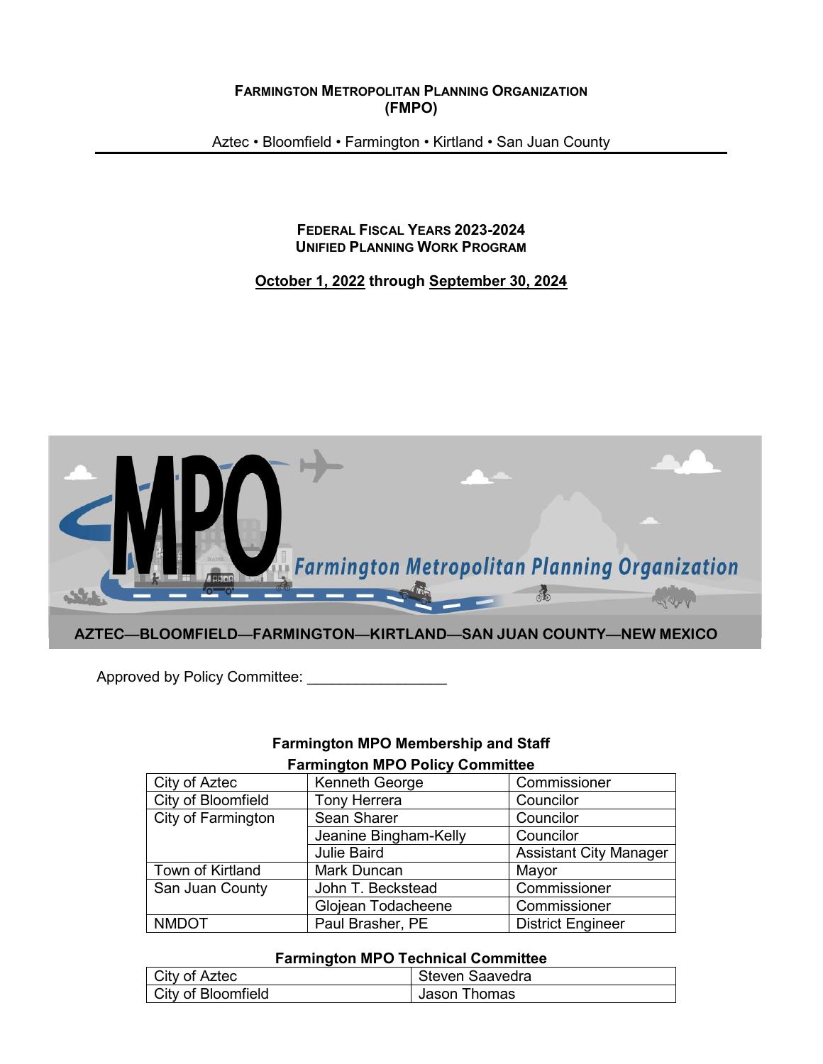**FARMINGTON METROPOLITAN PLANNING ORGANIZATION**
**(FMPO)**

Aztec • Bloomfield • Farmington • Kirtland • San Juan County

---

**FEDERAL FISCAL YEARS 2023-2024**
**UNIFIED PLANNING WORK PROGRAM**

**October 1, 2022 through September 30, 2024**

AZTEC—BLOOMFIELD—FARMINGTON—KIRTLAND—SAN JUAN COUNTY—NEW MEXICO

Approved by Policy Committee: _________________

**Farmington MPO Membership and Staff**

**Farmington MPO Policy Committee**

| | | |
|---|---|---|
| City of Aztec | Kenneth George | Commissioner |
| City of Bloomfield | Tony Herrera | Councilor |
| City of Farmington | Sean Sharer | Councilor |
| | Jeanine Bingham-Kelly | Councilor |
| | Julie Baird | Assistant City Manager |
| Town of Kirtland | Mark Duncan | Mayor |
| San Juan County | John T. Beckstead | Commissioner |
| | Glojean Todacheene | Commissioner |
| NMDOT | Paul Brasher, PE | District Engineer |

**Farmington MPO Technical Committee**

| | |
|---|---|
| City of Aztec | Steven Saavedra |
| City of Bloomfield | Jason Thomas |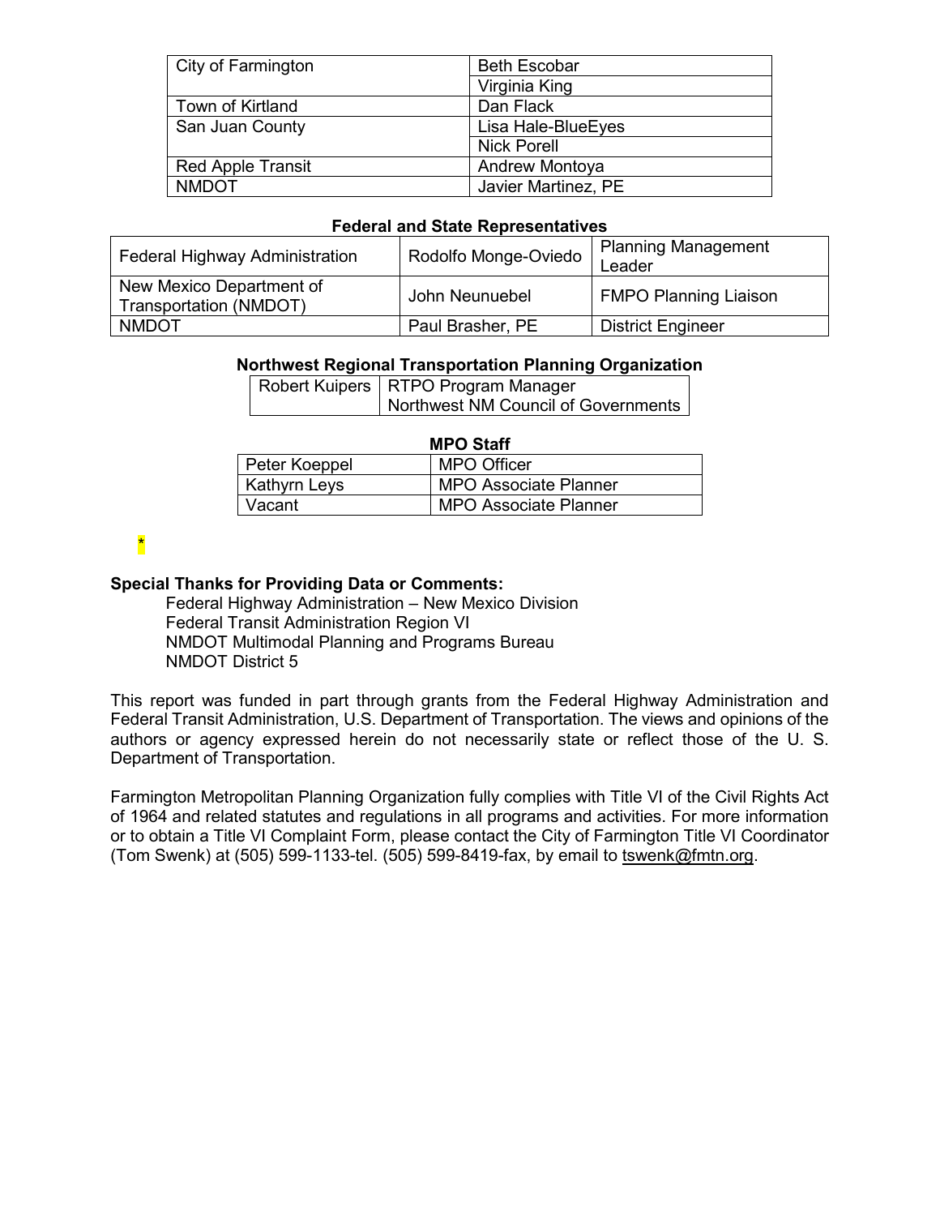| | |
|---|---|
| City of Farmington | Beth Escobar |
| | Virginia King |
| Town of Kirtland | Dan Flack |
| San Juan County | Lisa Hale-BlueEyes |
| | Nick Porell |
| Red Apple Transit | Andrew Montoya |
| NMDOT | Javier Martinez, PE |

**Federal and State Representatives**

| | | |
|---|---|---|
| Federal Highway Administration | Rodolfo Monge-Oviedo | Planning Management Leader |
| New Mexico Department of Transportation (NMDOT) | John Neunuebel | FMPO Planning Liaison |
| NMDOT | Paul Brasher, PE | District Engineer |

**Northwest Regional Transportation Planning Organization**

| | |
|---|---|
| Robert Kuipers | RTPO Program Manager<br>Northwest NM Council of Governments |

**MPO Staff**

| | |
|---|---|
| Peter Koeppel | MPO Officer |
| Kathyrn Leys | MPO Associate Planner |
| Vacant | MPO Associate Planner |

*

**Special Thanks for Providing Data or Comments:**

Federal Highway Administration – New Mexico Division
Federal Transit Administration Region VI
NMDOT Multimodal Planning and Programs Bureau
NMDOT District 5

This report was funded in part through grants from the Federal Highway Administration and Federal Transit Administration, U.S. Department of Transportation. The views and opinions of the authors or agency expressed herein do not necessarily state or reflect those of the U. S. Department of Transportation.

Farmington Metropolitan Planning Organization fully complies with Title VI of the Civil Rights Act of 1964 and related statutes and regulations in all programs and activities. For more information or to obtain a Title VI Complaint Form, please contact the City of Farmington Title VI Coordinator (Tom Swenk) at (505) 599-1133-tel. (505) 599-8419-fax, by email to tswenk@fmtn.org.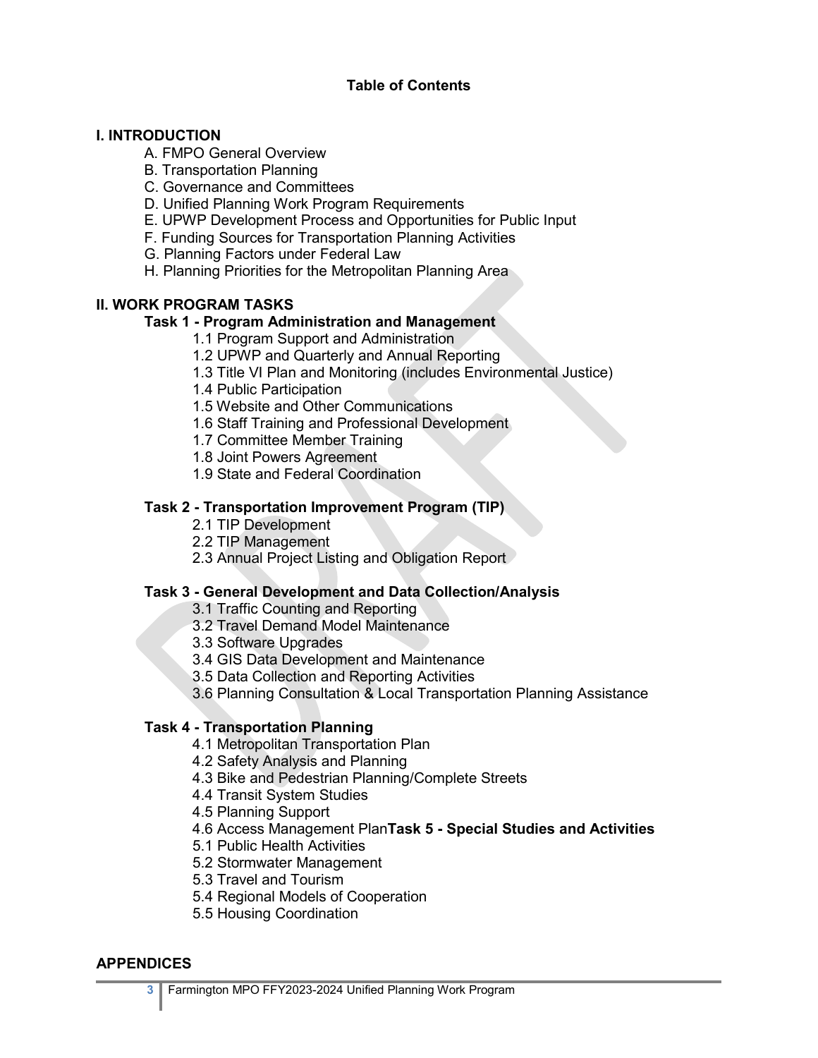# Table of Contents

## I. INTRODUCTION

A. FMPO General Overview
B. Transportation Planning
C. Governance and Committees
D. Unified Planning Work Program Requirements
E. UPWP Development Process and Opportunities for Public Input
F. Funding Sources for Transportation Planning Activities
G. Planning Factors under Federal Law
H. Planning Priorities for the Metropolitan Planning Area

## II. WORK PROGRAM TASKS

### Task 1 - Program Administration and Management

1.1 Program Support and Administration
1.2 UPWP and Quarterly and Annual Reporting
1.3 Title VI Plan and Monitoring (includes Environmental Justice)
1.4 Public Participation
1.5 Website and Other Communications
1.6 Staff Training and Professional Development
1.7 Committee Member Training
1.8 Joint Powers Agreement
1.9 State and Federal Coordination

### Task 2 - Transportation Improvement Program (TIP)

2.1 TIP Development
2.2 TIP Management
2.3 Annual Project Listing and Obligation Report

### Task 3 - General Development and Data Collection/Analysis

3.1 Traffic Counting and Reporting
3.2 Travel Demand Model Maintenance
3.3 Software Upgrades
3.4 GIS Data Development and Maintenance
3.5 Data Collection and Reporting Activities
3.6 Planning Consultation & Local Transportation Planning Assistance

### Task 4 - Transportation Planning

4.1 Metropolitan Transportation Plan
4.2 Safety Analysis and Planning
4.3 Bike and Pedestrian Planning/Complete Streets
4.4 Transit System Studies
4.5 Planning Support
4.6 Access Management Plan

### Task 5 - Special Studies and Activities

5.1 Public Health Activities
5.2 Stormwater Management
5.3 Travel and Tourism
5.4 Regional Models of Cooperation
5.5 Housing Coordination

## APPENDICES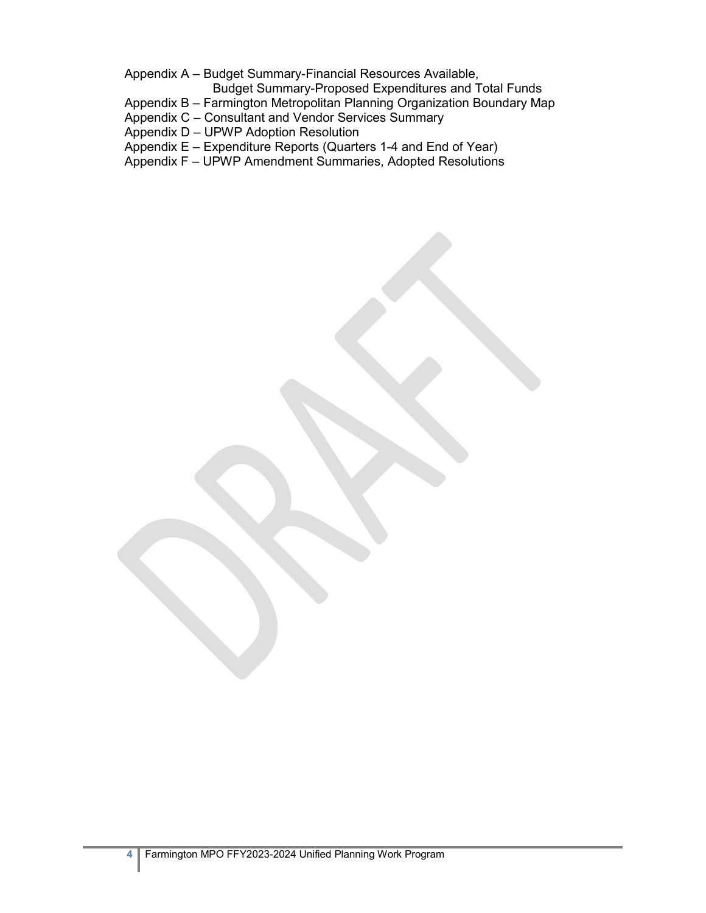Appendix A – Budget Summary-Financial Resources Available,
Budget Summary-Proposed Expenditures and Total Funds
Appendix B – Farmington Metropolitan Planning Organization Boundary Map
Appendix C – Consultant and Vendor Services Summary
Appendix D – UPWP Adoption Resolution
Appendix E – Expenditure Reports (Quarters 1-4 and End of Year)
Appendix F – UPWP Amendment Summaries, Adopted Resolutions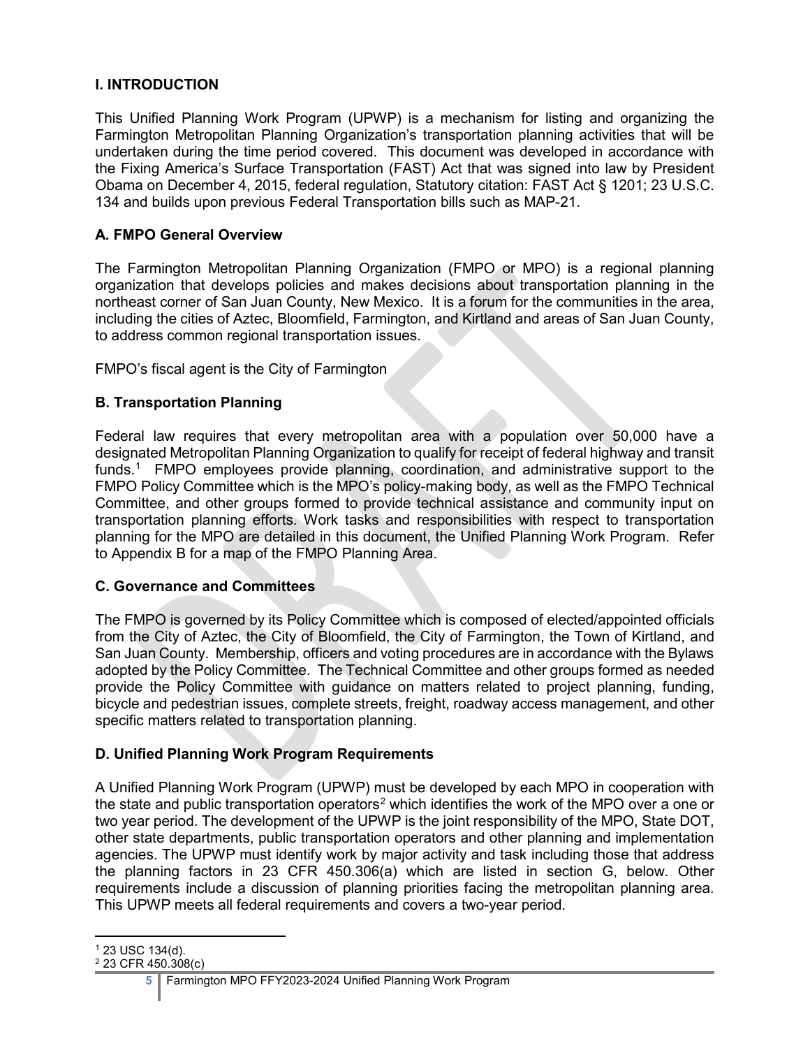## I. INTRODUCTION

This Unified Planning Work Program (UPWP) is a mechanism for listing and organizing the Farmington Metropolitan Planning Organization's transportation planning activities that will be undertaken during the time period covered. This document was developed in accordance with the Fixing America's Surface Transportation (FAST) Act that was signed into law by President Obama on December 4, 2015, federal regulation, Statutory citation: FAST Act § 1201; 23 U.S.C. 134 and builds upon previous Federal Transportation bills such as MAP-21.

### A. FMPO General Overview

The Farmington Metropolitan Planning Organization (FMPO or MPO) is a regional planning organization that develops policies and makes decisions about transportation planning in the northeast corner of San Juan County, New Mexico. It is a forum for the communities in the area, including the cities of Aztec, Bloomfield, Farmington, and Kirtland and areas of San Juan County, to address common regional transportation issues.

FMPO's fiscal agent is the City of Farmington

### B. Transportation Planning

Federal law requires that every metropolitan area with a population over 50,000 have a designated Metropolitan Planning Organization to qualify for receipt of federal highway and transit funds.[1] FMPO employees provide planning, coordination, and administrative support to the FMPO Policy Committee which is the MPO's policy-making body, as well as the FMPO Technical Committee, and other groups formed to provide technical assistance and community input on transportation planning efforts. Work tasks and responsibilities with respect to transportation planning for the MPO are detailed in this document, the Unified Planning Work Program. Refer to Appendix B for a map of the FMPO Planning Area.

### C. Governance and Committees

The FMPO is governed by its Policy Committee which is composed of elected/appointed officials from the City of Aztec, the City of Bloomfield, the City of Farmington, the Town of Kirtland, and San Juan County. Membership, officers and voting procedures are in accordance with the Bylaws adopted by the Policy Committee. The Technical Committee and other groups formed as needed provide the Policy Committee with guidance on matters related to project planning, funding, bicycle and pedestrian issues, complete streets, freight, roadway access management, and other specific matters related to transportation planning.

### D. Unified Planning Work Program Requirements

A Unified Planning Work Program (UPWP) must be developed by each MPO in cooperation with the state and public transportation operators[2] which identifies the work of the MPO over a one or two year period. The development of the UPWP is the joint responsibility of the MPO, State DOT, other state departments, public transportation operators and other planning and implementation agencies. The UPWP must identify work by major activity and task including those that address the planning factors in 23 CFR 450.306(a) which are listed in section G, below. Other requirements include a discussion of planning priorities facing the metropolitan planning area. This UPWP meets all federal requirements and covers a two-year period.

---

[1] 23 USC 134(d).

[2] 23 CFR 450.308(c)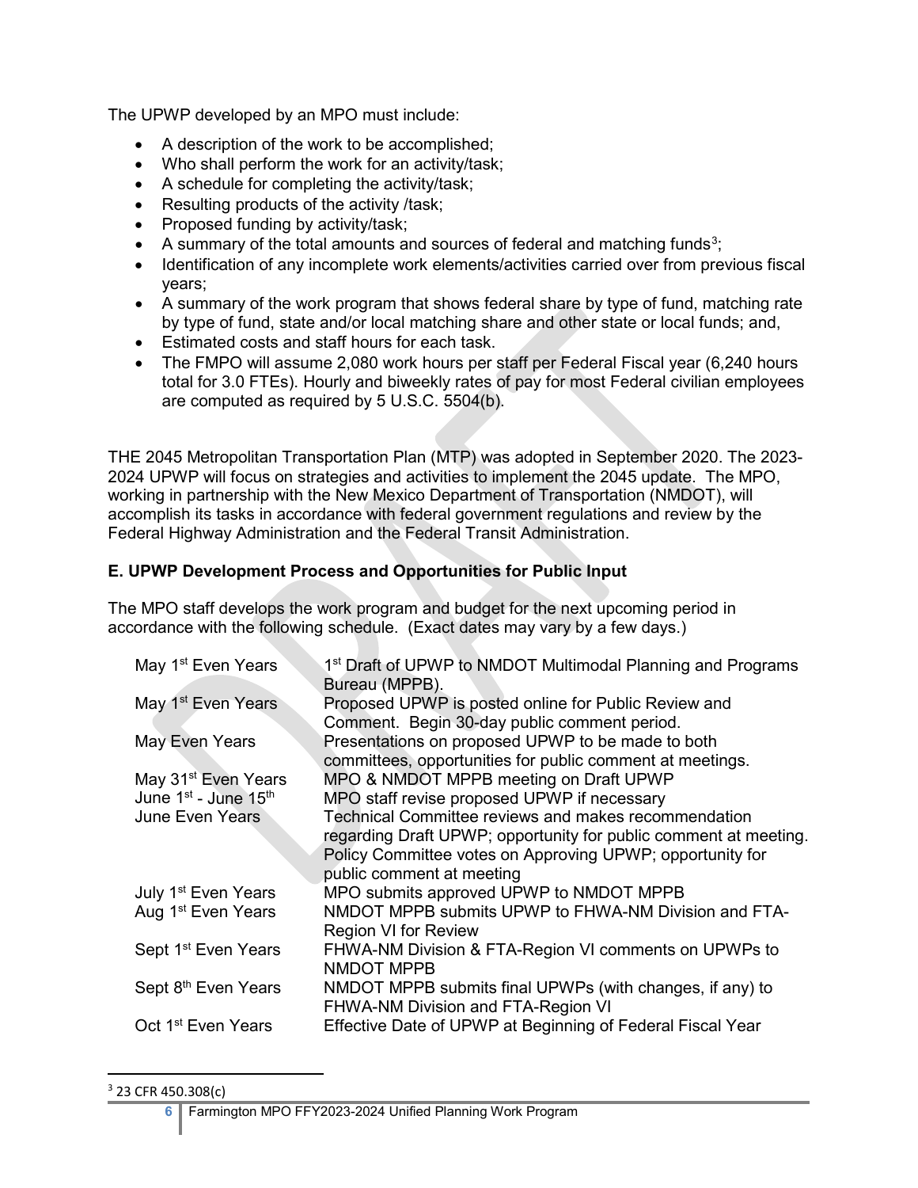The UPWP developed by an MPO must include:

- A description of the work to be accomplished;
- Who shall perform the work for an activity/task;
- A schedule for completing the activity/task;
- Resulting products of the activity /task;
- Proposed funding by activity/task;
- A summary of the total amounts and sources of federal and matching funds[3];
- Identification of any incomplete work elements/activities carried over from previous fiscal years;
- A summary of the work program that shows federal share by type of fund, matching rate by type of fund, state and/or local matching share and other state or local funds; and,
- Estimated costs and staff hours for each task.
- The FMPO will assume 2,080 work hours per staff per Federal Fiscal year (6,240 hours total for 3.0 FTEs). Hourly and biweekly rates of pay for most Federal civilian employees are computed as required by 5 U.S.C. 5504(b).

THE 2045 Metropolitan Transportation Plan (MTP) was adopted in September 2020. The 2023-2024 UPWP will focus on strategies and activities to implement the 2045 update. The MPO, working in partnership with the New Mexico Department of Transportation (NMDOT), will accomplish its tasks in accordance with federal government regulations and review by the Federal Highway Administration and the Federal Transit Administration.

### E. UPWP Development Process and Opportunities for Public Input

The MPO staff develops the work program and budget for the next upcoming period in accordance with the following schedule. (Exact dates may vary by a few days.)

| | |
|---|---|
| May 1st Even Years | 1st Draft of UPWP to NMDOT Multimodal Planning and Programs Bureau (MPPB). |
| May 1st Even Years | Proposed UPWP is posted online for Public Review and Comment. Begin 30-day public comment period. |
| May Even Years | Presentations on proposed UPWP to be made to both committees, opportunities for public comment at meetings. |
| May 31st Even Years | MPO & NMDOT MPPB meeting on Draft UPWP |
| June 1st - June 15th | MPO staff revise proposed UPWP if necessary |
| June Even Years | Technical Committee reviews and makes recommendation regarding Draft UPWP; opportunity for public comment at meeting. Policy Committee votes on Approving UPWP; opportunity for public comment at meeting |
| July 1st Even Years | MPO submits approved UPWP to NMDOT MPPB |
| Aug 1st Even Years | NMDOT MPPB submits UPWP to FHWA-NM Division and FTA-Region VI for Review |
| Sept 1st Even Years | FHWA-NM Division & FTA-Region VI comments on UPWPs to NMDOT MPPB |
| Sept 8th Even Years | NMDOT MPPB submits final UPWPs (with changes, if any) to FHWA-NM Division and FTA-Region VI |
| Oct 1st Even Years | Effective Date of UPWP at Beginning of Federal Fiscal Year |

[3] 23 CFR 450.308(c)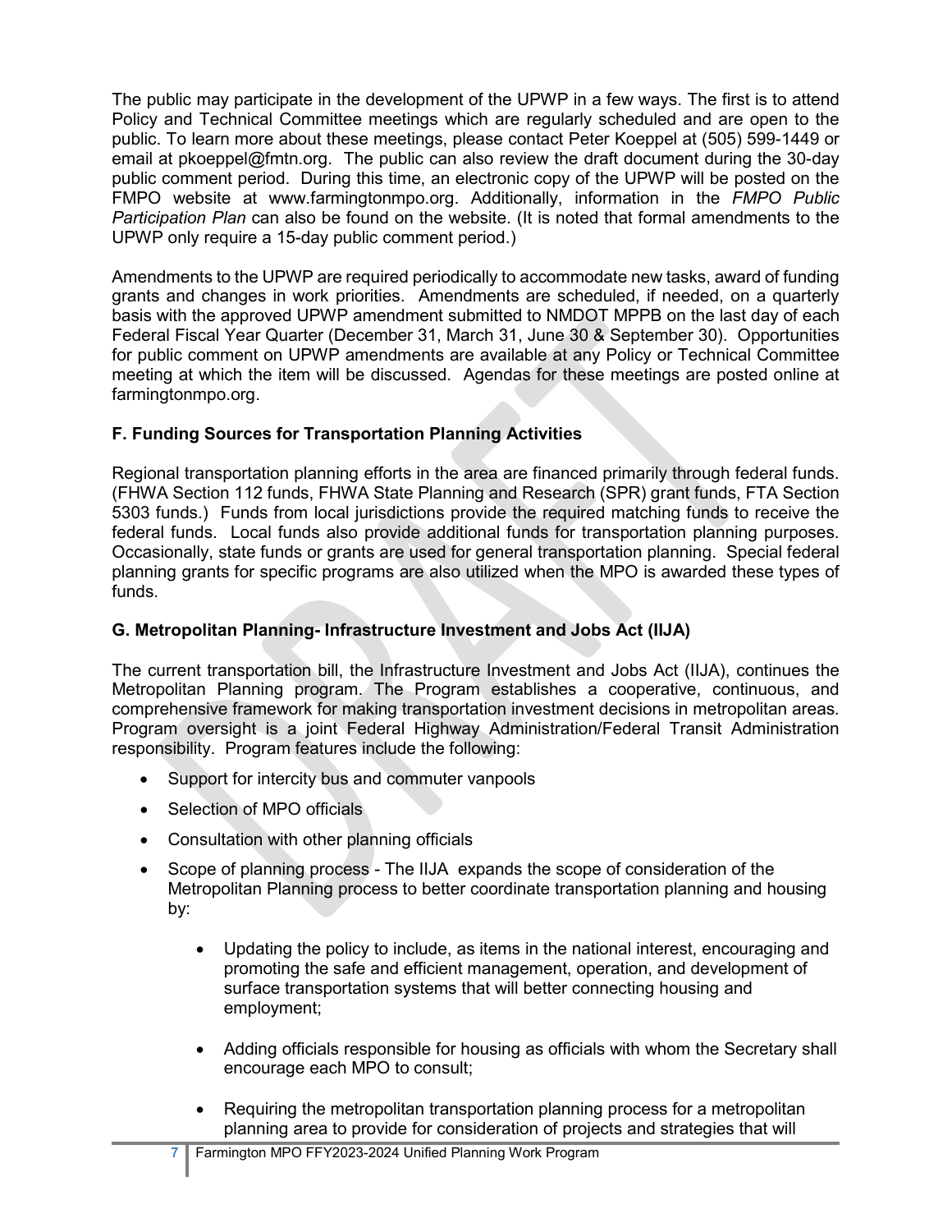The public may participate in the development of the UPWP in a few ways. The first is to attend Policy and Technical Committee meetings which are regularly scheduled and are open to the public. To learn more about these meetings, please contact Peter Koeppel at (505) 599-1449 or email at pkoeppel@fmtn.org. The public can also review the draft document during the 30-day public comment period. During this time, an electronic copy of the UPWP will be posted on the FMPO website at www.farmingtonmpo.org. Additionally, information in the *FMPO Public Participation Plan* can also be found on the website. (It is noted that formal amendments to the UPWP only require a 15-day public comment period.)

Amendments to the UPWP are required periodically to accommodate new tasks, award of funding grants and changes in work priorities. Amendments are scheduled, if needed, on a quarterly basis with the approved UPWP amendment submitted to NMDOT MPPB on the last day of each Federal Fiscal Year Quarter (December 31, March 31, June 30 & September 30). Opportunities for public comment on UPWP amendments are available at any Policy or Technical Committee meeting at which the item will be discussed. Agendas for these meetings are posted online at farmingtonmpo.org.

### F. Funding Sources for Transportation Planning Activities

Regional transportation planning efforts in the area are financed primarily through federal funds. (FHWA Section 112 funds, FHWA State Planning and Research (SPR) grant funds, FTA Section 5303 funds.) Funds from local jurisdictions provide the required matching funds to receive the federal funds. Local funds also provide additional funds for transportation planning purposes. Occasionally, state funds or grants are used for general transportation planning. Special federal planning grants for specific programs are also utilized when the MPO is awarded these types of funds.

### G. Metropolitan Planning- Infrastructure Investment and Jobs Act (IIJA)

The current transportation bill, the Infrastructure Investment and Jobs Act (IIJA), continues the Metropolitan Planning program. The Program establishes a cooperative, continuous, and comprehensive framework for making transportation investment decisions in metropolitan areas. Program oversight is a joint Federal Highway Administration/Federal Transit Administration responsibility. Program features include the following:

- Support for intercity bus and commuter vanpools
- Selection of MPO officials
- Consultation with other planning officials
- Scope of planning process - The IIJA expands the scope of consideration of the Metropolitan Planning process to better coordinate transportation planning and housing by:
  - Updating the policy to include, as items in the national interest, encouraging and promoting the safe and efficient management, operation, and development of surface transportation systems that will better connecting housing and employment;
  - Adding officials responsible for housing as officials with whom the Secretary shall encourage each MPO to consult;
  - Requiring the metropolitan transportation planning process for a metropolitan planning area to provide for consideration of projects and strategies that will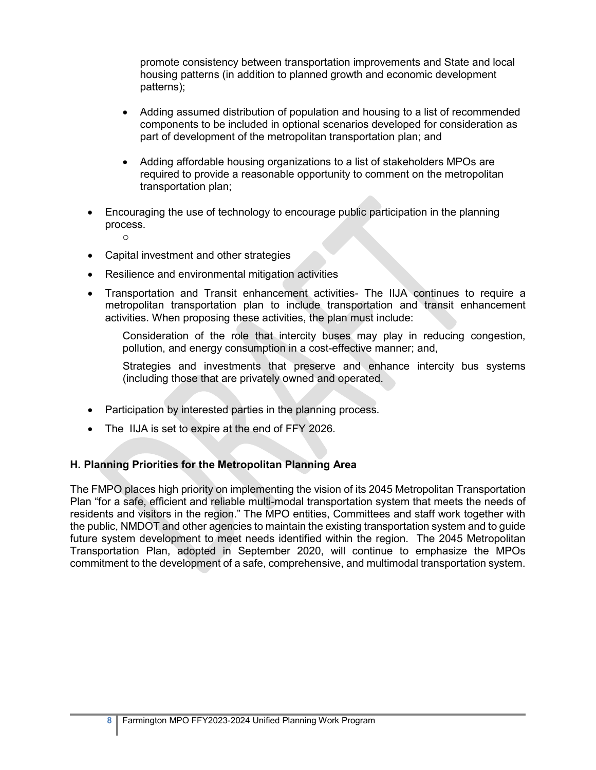promote consistency between transportation improvements and State and local housing patterns (in addition to planned growth and economic development patterns);

    - Adding assumed distribution of population and housing to a list of recommended components to be included in optional scenarios developed for consideration as part of development of the metropolitan transportation plan; and

    - Adding affordable housing organizations to a list of stakeholders MPOs are required to provide a reasonable opportunity to comment on the metropolitan transportation plan;

- Encouraging the use of technology to encourage public participation in the planning process.
    - 

- Capital investment and other strategies

- Resilience and environmental mitigation activities

- Transportation and Transit enhancement activities- The IIJA continues to require a metropolitan transportation plan to include transportation and transit enhancement activities. When proposing these activities, the plan must include:

  Consideration of the role that intercity buses may play in reducing congestion, pollution, and energy consumption in a cost-effective manner; and,

  Strategies and investments that preserve and enhance intercity bus systems (including those that are privately owned and operated.

- Participation by interested parties in the planning process.

- The IIJA is set to expire at the end of FFY 2026.

### H. Planning Priorities for the Metropolitan Planning Area

The FMPO places high priority on implementing the vision of its 2045 Metropolitan Transportation Plan "for a safe, efficient and reliable multi-modal transportation system that meets the needs of residents and visitors in the region." The MPO entities, Committees and staff work together with the public, NMDOT and other agencies to maintain the existing transportation system and to guide future system development to meet needs identified within the region. The 2045 Metropolitan Transportation Plan, adopted in September 2020, will continue to emphasize the MPOs commitment to the development of a safe, comprehensive, and multimodal transportation system.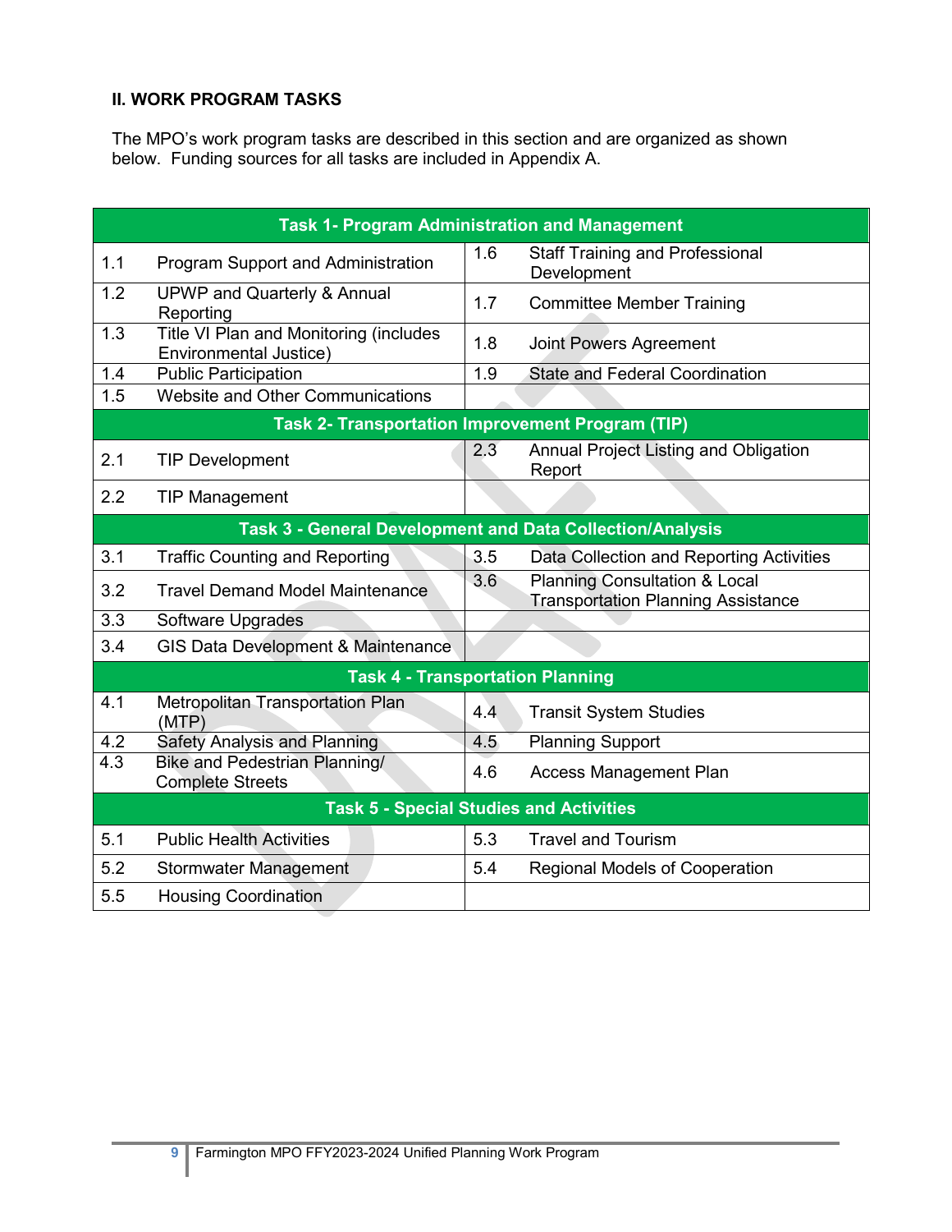## II. WORK PROGRAM TASKS

The MPO's work program tasks are described in this section and are organized as shown below. Funding sources for all tasks are included in Appendix A.

| Task 1- Program Administration and Management | | | |
|---|---|---|---|
| 1.1 | Program Support and Administration | 1.6 | Staff Training and Professional Development |
| 1.2 | UPWP and Quarterly & Annual Reporting | 1.7 | Committee Member Training |
| 1.3 | Title VI Plan and Monitoring (includes Environmental Justice) | 1.8 | Joint Powers Agreement |
| 1.4 | Public Participation | 1.9 | State and Federal Coordination |
| 1.5 | Website and Other Communications | | |
| **Task 2- Transportation Improvement Program (TIP)** | | | |
| 2.1 | TIP Development | 2.3 | Annual Project Listing and Obligation Report |
| 2.2 | TIP Management | | |
| **Task 3 - General Development and Data Collection/Analysis** | | | |
| 3.1 | Traffic Counting and Reporting | 3.5 | Data Collection and Reporting Activities |
| 3.2 | Travel Demand Model Maintenance | 3.6 | Planning Consultation & Local Transportation Planning Assistance |
| 3.3 | Software Upgrades | | |
| 3.4 | GIS Data Development & Maintenance | | |
| **Task 4 - Transportation Planning** | | | |
| 4.1 | Metropolitan Transportation Plan (MTP) | 4.4 | Transit System Studies |
| 4.2 | Safety Analysis and Planning | 4.5 | Planning Support |
| 4.3 | Bike and Pedestrian Planning/ Complete Streets | 4.6 | Access Management Plan |
| **Task 5 - Special Studies and Activities** | | | |
| 5.1 | Public Health Activities | 5.3 | Travel and Tourism |
| 5.2 | Stormwater Management | 5.4 | Regional Models of Cooperation |
| 5.5 | Housing Coordination | | |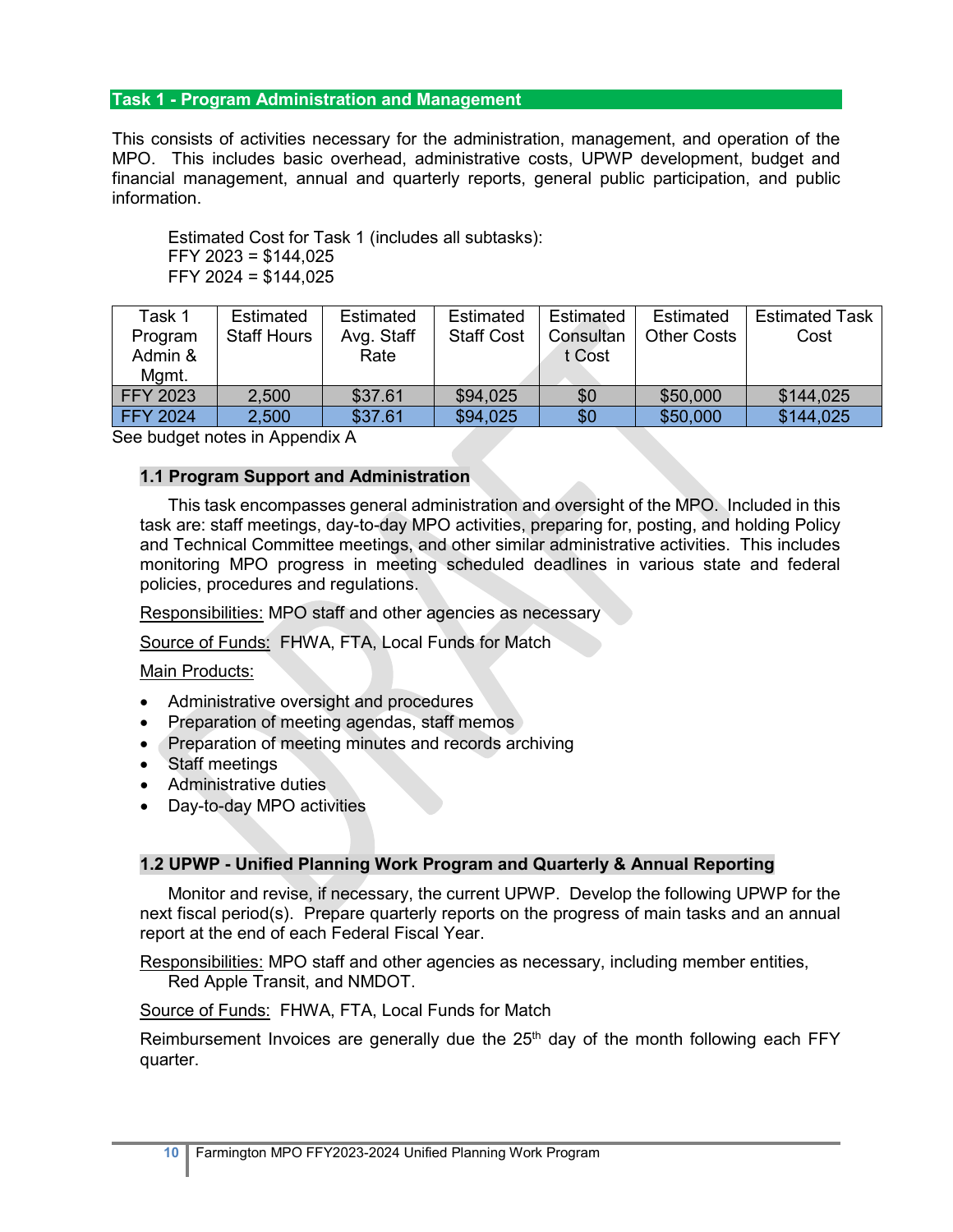## Task 1 - Program Administration and Management

This consists of activities necessary for the administration, management, and operation of the MPO. This includes basic overhead, administrative costs, UPWP development, budget and financial management, annual and quarterly reports, general public participation, and public information.

Estimated Cost for Task 1 (includes all subtasks):
FFY 2023 = $144,025
FFY 2024 = $144,025

| Task 1 Program Admin & Mgmt. | Estimated Staff Hours | Estimated Avg. Staff Rate | Estimated Staff Cost | Estimated Consultant Cost | Estimated Other Costs | Estimated Task Cost |
|---|---|---|---|---|---|---|
| FFY 2023 | 2,500 | $37.61 | $94,025 | $0 | $50,000 | $144,025 |
| FFY 2024 | 2,500 | $37.61 | $94,025 | $0 | $50,000 | $144,025 |

See budget notes in Appendix A

### 1.1 Program Support and Administration

This task encompasses general administration and oversight of the MPO. Included in this task are: staff meetings, day-to-day MPO activities, preparing for, posting, and holding Policy and Technical Committee meetings, and other similar administrative activities. This includes monitoring MPO progress in meeting scheduled deadlines in various state and federal policies, procedures and regulations.

Responsibilities: MPO staff and other agencies as necessary

Source of Funds: FHWA, FTA, Local Funds for Match

Main Products:

- Administrative oversight and procedures
- Preparation of meeting agendas, staff memos
- Preparation of meeting minutes and records archiving
- Staff meetings
- Administrative duties
- Day-to-day MPO activities

### 1.2 UPWP - Unified Planning Work Program and Quarterly & Annual Reporting

Monitor and revise, if necessary, the current UPWP. Develop the following UPWP for the next fiscal period(s). Prepare quarterly reports on the progress of main tasks and an annual report at the end of each Federal Fiscal Year.

Responsibilities: MPO staff and other agencies as necessary, including member entities, Red Apple Transit, and NMDOT.

Source of Funds: FHWA, FTA, Local Funds for Match

Reimbursement Invoices are generally due the 25th day of the month following each FFY quarter.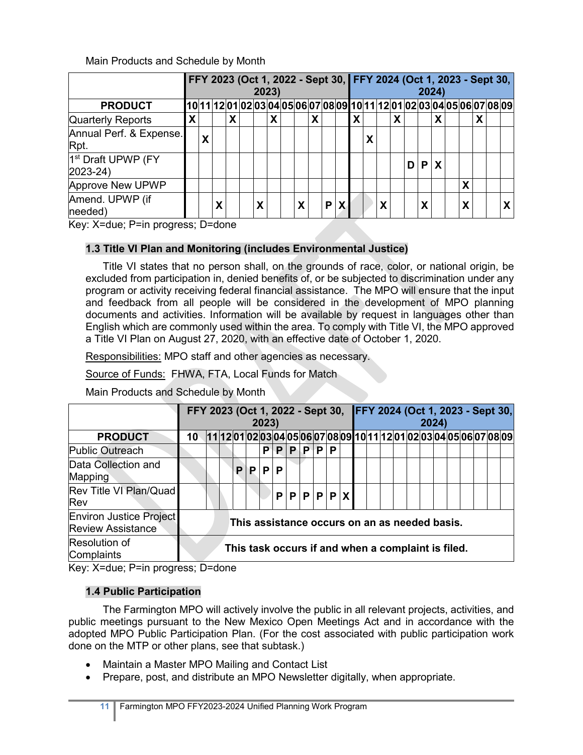Main Products and Schedule by Month

| PRODUCT | FFY 2023 (Oct 1, 2022 - Sept 30, 2023) | | | | | | | | | | | | FFY 2024 (Oct 1, 2023 - Sept 30, 2024) | | | | | | | | | | | |
|---|---|---|---|---|---|---|---|---|---|---|---|---|---|---|---|---|---|---|---|---|---|---|---|---|
| | 10 | 11 | 12 | 01 | 02 | 03 | 04 | 05 | 06 | 07 | 08 | 09 | 10 | 11 | 12 | 01 | 02 | 03 | 04 | 05 | 06 | 07 | 08 | 09 |
| Quarterly Reports | X | | | X | | | X | | | X | | | X | | | X | | | X | | | X | | |
| Annual Perf. & Expense. Rpt. | | X | | | | | | | | | | | | X | | | | | | | | | | |
| 1st Draft UPWP (FY 2023-24) | | | | | | | | | | | | | | | | | D | P | X | | | | | |
| Approve New UPWP | | | | | | | | | | | | | | | | | | | | | X | | | |
| Amend. UPWP (if needed) | | | X | | | X | | | X | | P | X | | | X | | | X | | | X | | | X |

Key: X=due; P=in progress; D=done

## 1.3 Title VI Plan and Monitoring (includes Environmental Justice)

Title VI states that no person shall, on the grounds of race, color, or national origin, be excluded from participation in, denied benefits of, or be subjected to discrimination under any program or activity receiving federal financial assistance. The MPO will ensure that the input and feedback from all people will be considered in the development of MPO planning documents and activities. Information will be available by request in languages other than English which are commonly used within the area. To comply with Title VI, the MPO approved a Title VI Plan on August 27, 2020, with an effective date of October 1, 2020.

Responsibilities: MPO staff and other agencies as necessary.

Source of Funds: FHWA, FTA, Local Funds for Match

Main Products and Schedule by Month

| PRODUCT | FFY 2023 (Oct 1, 2022 - Sept 30, 2023) | | | | | | | | | | | | FFY 2024 (Oct 1, 2023 - Sept 30, 2024) | | | | | | | | | | | |
|---|---|---|---|---|---|---|---|---|---|---|---|---|---|---|---|---|---|---|---|---|---|---|---|---|
| | 10 | 11 | 12 | 01 | 02 | 03 | 04 | 05 | 06 | 07 | 08 | 09 | 10 | 11 | 12 | 01 | 02 | 03 | 04 | 05 | 06 | 07 | 08 | 09 |
| Public Outreach | | | | | | P | P | P | P | P | P | | | | | | | | | | | | | |
| Data Collection and Mapping | | | | P | P | P | P | | | | | | | | | | | | | | | | | |
| Rev Title VI Plan/Quad Rev | | | | | | | P | P | P | P | P | X | | | | | | | | | | | | |
| Environ Justice Project Review Assistance | This assistance occurs on an as needed basis. | | | | | | | | | | | | | | | | | | | | | | | |
| Resolution of Complaints | This task occurs if and when a complaint is filed. | | | | | | | | | | | | | | | | | | | | | | | |

Key: X=due; P=in progress; D=done

## 1.4 Public Participation

The Farmington MPO will actively involve the public in all relevant projects, activities, and public meetings pursuant to the New Mexico Open Meetings Act and in accordance with the adopted MPO Public Participation Plan. (For the cost associated with public participation work done on the MTP or other plans, see that subtask.)

- Maintain a Master MPO Mailing and Contact List
- Prepare, post, and distribute an MPO Newsletter digitally, when appropriate.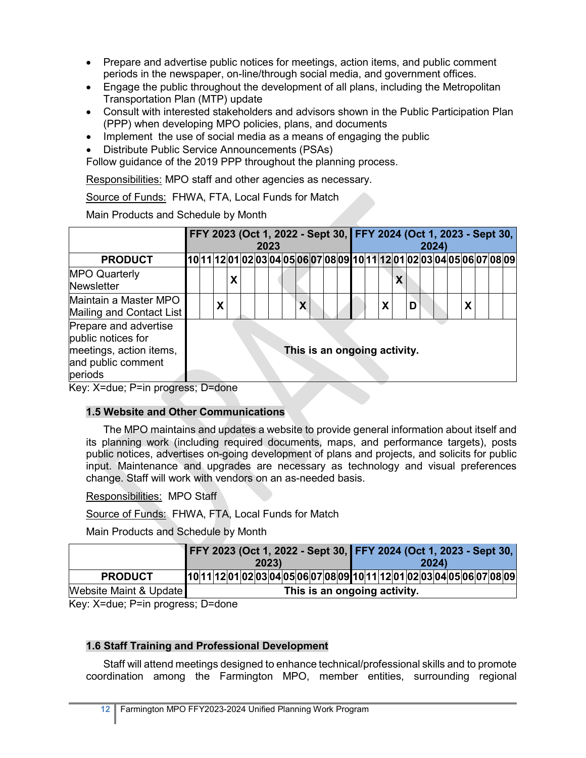- Prepare and advertise public notices for meetings, action items, and public comment periods in the newspaper, on-line/through social media, and government offices.
- Engage the public throughout the development of all plans, including the Metropolitan Transportation Plan (MTP) update
- Consult with interested stakeholders and advisors shown in the Public Participation Plan (PPP) when developing MPO policies, plans, and documents
- Implement the use of social media as a means of engaging the public
- Distribute Public Service Announcements (PSAs)

Follow guidance of the 2019 PPP throughout the planning process.

Responsibilities: MPO staff and other agencies as necessary.

Source of Funds: FHWA, FTA, Local Funds for Match

Main Products and Schedule by Month

| | FFY 2023 (Oct 1, 2022 - Sept 30, 2023 | | | | | | | | | | | | FFY 2024 (Oct 1, 2023 - Sept 30, 2024) | | | | | | | | | | | |
|---|---|---|---|---|---|---|---|---|---|---|---|---|---|---|---|---|---|---|---|---|---|---|---|---|
| **PRODUCT** | 10 | 11 | 12 | 01 | 02 | 03 | 04 | 05 | 06 | 07 | 08 | 09 | 10 | 11 | 12 | 01 | 02 | 03 | 04 | 05 | 06 | 07 | 08 | 09 |
| MPO Quarterly Newsletter | | | | X | | | | | | | | | | | | X | | | | | | | | |
| Maintain a Master MPO Mailing and Contact List | | | X | | | | | | X | | | | | | X | | D | | | | X | | | |
| Prepare and advertise public notices for meetings, action items, and public comment periods | **This is an ongoing activity.** | | | | | | | | | | | | | | | | | | | | | | | |

Key: X=due; P=in progress; D=done

## 1.5 Website and Other Communications

The MPO maintains and updates a website to provide general information about itself and its planning work (including required documents, maps, and performance targets), posts public notices, advertises on-going development of plans and projects, and solicits for public input. Maintenance and upgrades are necessary as technology and visual preferences change. Staff will work with vendors on an as-needed basis.

Responsibilities: MPO Staff

Source of Funds: FHWA, FTA, Local Funds for Match

Main Products and Schedule by Month

| | FFY 2023 (Oct 1, 2022 - Sept 30, 2023) | | | | | | | | | | | | FFY 2024 (Oct 1, 2023 - Sept 30, 2024) | | | | | | | | | | | |
|---|---|---|---|---|---|---|---|---|---|---|---|---|---|---|---|---|---|---|---|---|---|---|---|---|
| **PRODUCT** | 10 | 11 | 12 | 01 | 02 | 03 | 04 | 05 | 06 | 07 | 08 | 09 | 10 | 11 | 12 | 01 | 02 | 03 | 04 | 05 | 06 | 07 | 08 | 09 |
| Website Maint & Update | **This is an ongoing activity.** | | | | | | | | | | | | | | | | | | | | | | | |

Key: X=due; P=in progress; D=done

## 1.6 Staff Training and Professional Development

Staff will attend meetings designed to enhance technical/professional skills and to promote coordination among the Farmington MPO, member entities, surrounding regional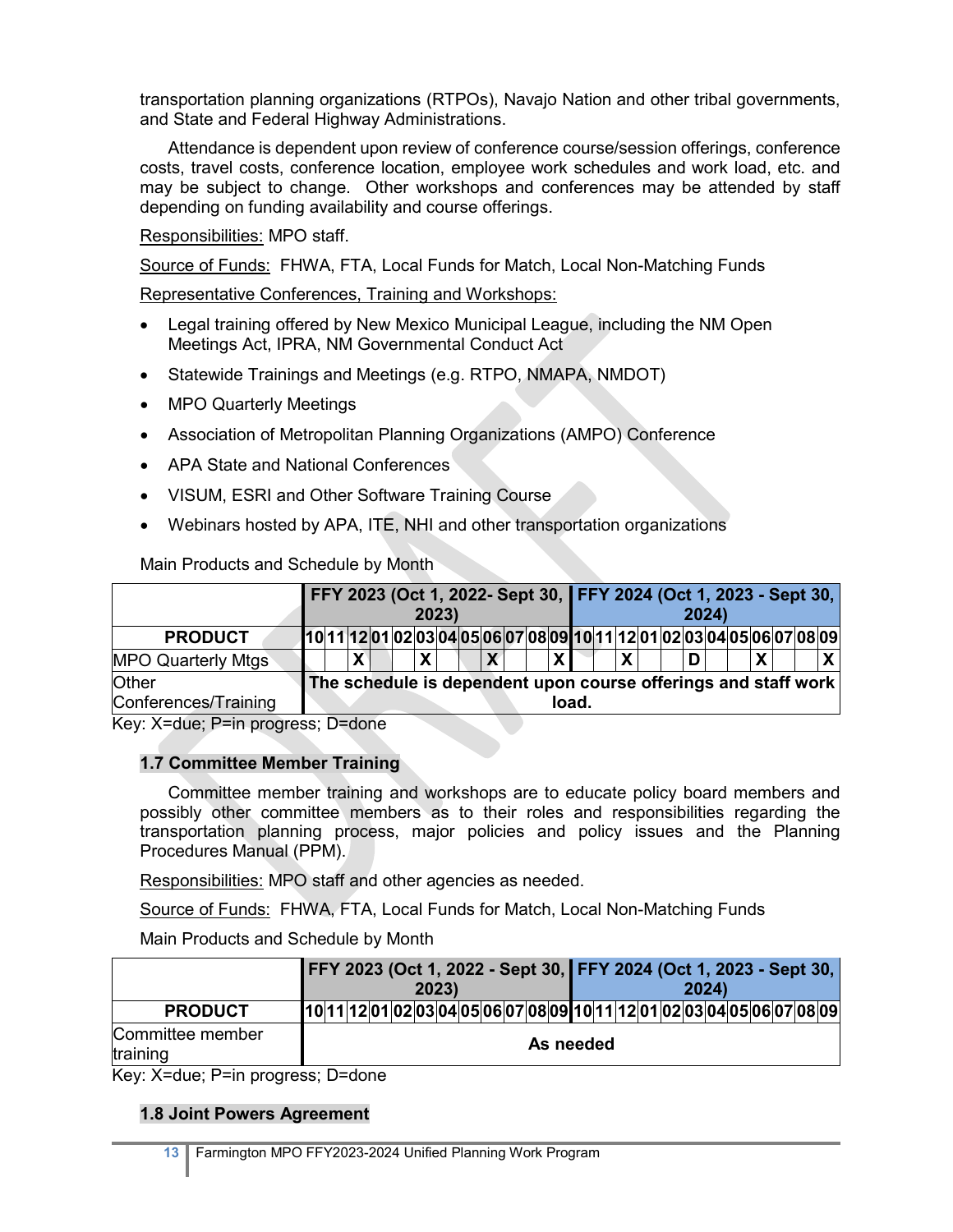transportation planning organizations (RTPOs), Navajo Nation and other tribal governments, and State and Federal Highway Administrations.

Attendance is dependent upon review of conference course/session offerings, conference costs, travel costs, conference location, employee work schedules and work load, etc. and may be subject to change. Other workshops and conferences may be attended by staff depending on funding availability and course offerings.

Responsibilities: MPO staff.

Source of Funds: FHWA, FTA, Local Funds for Match, Local Non-Matching Funds

Representative Conferences, Training and Workshops:

- Legal training offered by New Mexico Municipal League, including the NM Open Meetings Act, IPRA, NM Governmental Conduct Act
- Statewide Trainings and Meetings (e.g. RTPO, NMAPA, NMDOT)
- MPO Quarterly Meetings
- Association of Metropolitan Planning Organizations (AMPO) Conference
- APA State and National Conferences
- VISUM, ESRI and Other Software Training Course
- Webinars hosted by APA, ITE, NHI and other transportation organizations

Main Products and Schedule by Month

| | FFY 2023 (Oct 1, 2022- Sept 30, 2023) | | | | | | | | | | | | FFY 2024 (Oct 1, 2023 - Sept 30, 2024) | | | | | | | | | | | |
|---|---|---|---|---|---|---|---|---|---|---|---|---|---|---|---|---|---|---|---|---|---|---|---|---|
| **PRODUCT** | 10 | 11 | 12 | 01 | 02 | 03 | 04 | 05 | 06 | 07 | 08 | 09 | 10 | 11 | 12 | 01 | 02 | 03 | 04 | 05 | 06 | 07 | 08 | 09 |
| MPO Quarterly Mtgs | | | X | | | X | | | X | | | X | | | X | | | D | | | X | | | X |
| Other Conferences/Training | The schedule is dependent upon course offerings and staff work load. | | | | | | | | | | | | | | | | | | | | | | | |

Key: X=due; P=in progress; D=done

### 1.7 Committee Member Training

Committee member training and workshops are to educate policy board members and possibly other committee members as to their roles and responsibilities regarding the transportation planning process, major policies and policy issues and the Planning Procedures Manual (PPM).

Responsibilities: MPO staff and other agencies as needed.

Source of Funds: FHWA, FTA, Local Funds for Match, Local Non-Matching Funds

Main Products and Schedule by Month

| | FFY 2023 (Oct 1, 2022 - Sept 30, 2023) | | | | | | | | | | | | FFY 2024 (Oct 1, 2023 - Sept 30, 2024) | | | | | | | | | | | |
|---|---|---|---|---|---|---|---|---|---|---|---|---|---|---|---|---|---|---|---|---|---|---|---|---|
| **PRODUCT** | 10 | 11 | 12 | 01 | 02 | 03 | 04 | 05 | 06 | 07 | 08 | 09 | 10 | 11 | 12 | 01 | 02 | 03 | 04 | 05 | 06 | 07 | 08 | 09 |
| Committee member training | As needed | | | | | | | | | | | | | | | | | | | | | | | |

Key: X=due; P=in progress; D=done

### 1.8 Joint Powers Agreement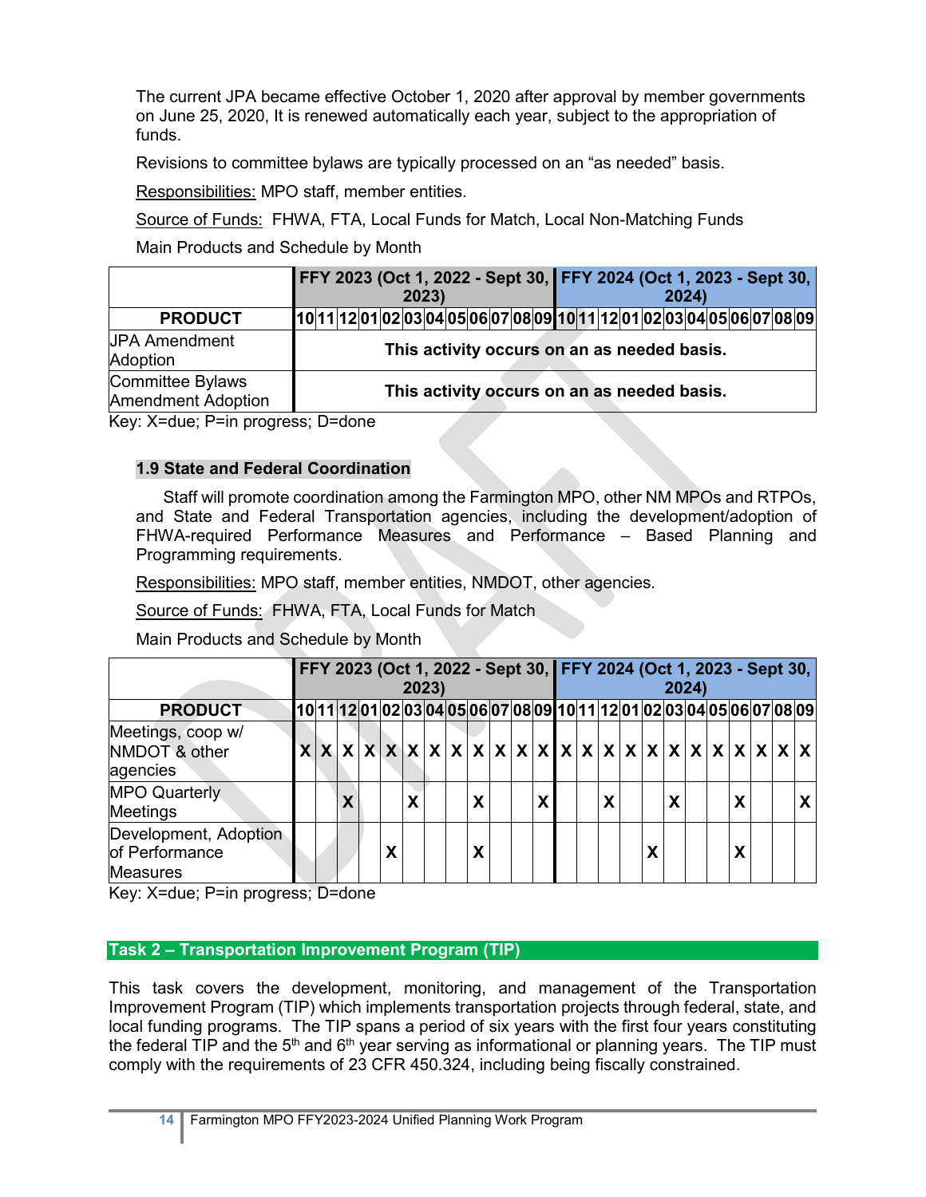The current JPA became effective October 1, 2020 after approval by member governments on June 25, 2020, It is renewed automatically each year, subject to the appropriation of funds.

Revisions to committee bylaws are typically processed on an "as needed" basis.

Responsibilities: MPO staff, member entities.

Source of Funds: FHWA, FTA, Local Funds for Match, Local Non-Matching Funds

Main Products and Schedule by Month

| | FFY 2023 (Oct 1, 2022 - Sept 30, 2023) | | | | | | | | | | | | FFY 2024 (Oct 1, 2023 - Sept 30, 2024) | | | | | | | | | | | |
|---|---|---|---|---|---|---|---|---|---|---|---|---|---|---|---|---|---|---|---|---|---|---|---|---|
| **PRODUCT** | 10 | 11 | 12 | 01 | 02 | 03 | 04 | 05 | 06 | 07 | 08 | 09 | 10 | 11 | 12 | 01 | 02 | 03 | 04 | 05 | 06 | 07 | 08 | 09 |
| JPA Amendment Adoption | **This activity occurs on an as needed basis.** | | | | | | | | | | | | | | | | | | | | | | | |
| Committee Bylaws Amendment Adoption | **This activity occurs on an as needed basis.** | | | | | | | | | | | | | | | | | | | | | | | |

Key: X=due; P=in progress; D=done

### 1.9 State and Federal Coordination

Staff will promote coordination among the Farmington MPO, other NM MPOs and RTPOs, and State and Federal Transportation agencies, including the development/adoption of FHWA-required Performance Measures and Performance – Based Planning and Programming requirements.

Responsibilities: MPO staff, member entities, NMDOT, other agencies.

Source of Funds: FHWA, FTA, Local Funds for Match

Main Products and Schedule by Month

| | FFY 2023 (Oct 1, 2022 - Sept 30, 2023) | | | | | | | | | | | | FFY 2024 (Oct 1, 2023 - Sept 30, 2024) | | | | | | | | | | | |
|---|---|---|---|---|---|---|---|---|---|---|---|---|---|---|---|---|---|---|---|---|---|---|---|---|
| **PRODUCT** | 10 | 11 | 12 | 01 | 02 | 03 | 04 | 05 | 06 | 07 | 08 | 09 | 10 | 11 | 12 | 01 | 02 | 03 | 04 | 05 | 06 | 07 | 08 | 09 |
| Meetings, coop w/ NMDOT & other agencies | X | X | X | X | X | X | X | X | X | X | X | X | X | X | X | X | X | X | X | X | X | X | X | X |
| MPO Quarterly Meetings | | | X | | | X | | | X | | | X | | | X | | | X | | | X | | | X |
| Development, Adoption of Performance Measures | | | | | X | | | | X | | | | | | | | X | | | | X | | | |

Key: X=due; P=in progress; D=done

## Task 2 – Transportation Improvement Program (TIP)

This task covers the development, monitoring, and management of the Transportation Improvement Program (TIP) which implements transportation projects through federal, state, and local funding programs. The TIP spans a period of six years with the first four years constituting the federal TIP and the 5th and 6th year serving as informational or planning years. The TIP must comply with the requirements of 23 CFR 450.324, including being fiscally constrained.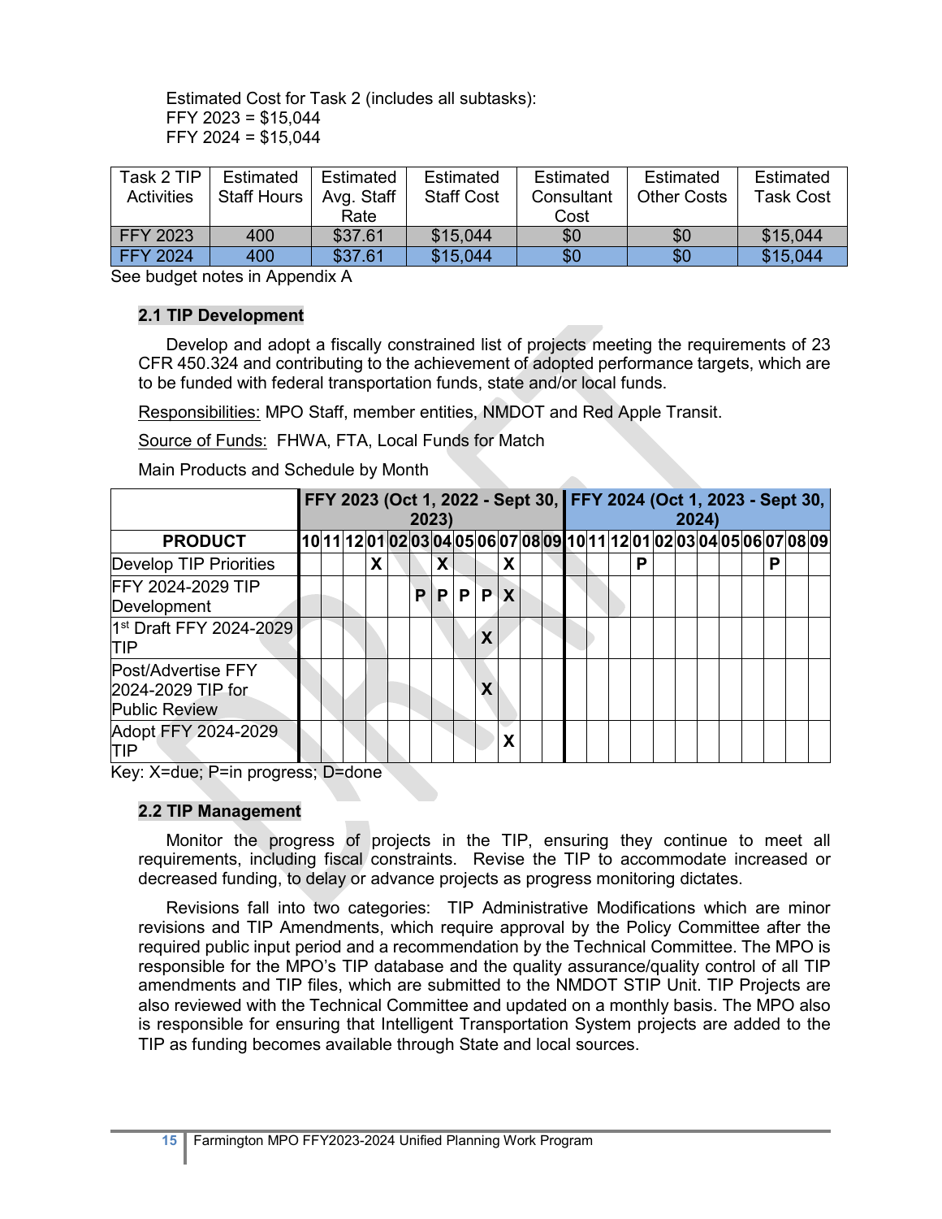Estimated Cost for Task 2 (includes all subtasks):
FFY 2023 = $15,044
FFY 2024 = $15,044

| Task 2 TIP Activities | Estimated Staff Hours | Estimated Avg. Staff Rate | Estimated Staff Cost | Estimated Consultant Cost | Estimated Other Costs | Estimated Task Cost |
|---|---|---|---|---|---|---|
| FFY 2023 | 400 | $37.61 | $15,044 | $0 | $0 | $15,044 |
| FFY 2024 | 400 | $37.61 | $15,044 | $0 | $0 | $15,044 |

See budget notes in Appendix A

### 2.1 TIP Development

Develop and adopt a fiscally constrained list of projects meeting the requirements of 23 CFR 450.324 and contributing to the achievement of adopted performance targets, which are to be funded with federal transportation funds, state and/or local funds.

Responsibilities: MPO Staff, member entities, NMDOT and Red Apple Transit.

Source of Funds: FHWA, FTA, Local Funds for Match

Main Products and Schedule by Month

| | FFY 2023 (Oct 1, 2022 - Sept 30, 2023) | | | | | | | | | | | | FFY 2024 (Oct 1, 2023 - Sept 30, 2024) | | | | | | | | | | | |
|---|---|---|---|---|---|---|---|---|---|---|---|---|---|---|---|---|---|---|---|---|---|---|---|---|
| **PRODUCT** | 10 | 11 | 12 | 01 | 02 | 03 | 04 | 05 | 06 | 07 | 08 | 09 | 10 | 11 | 12 | 01 | 02 | 03 | 04 | 05 | 06 | 07 | 08 | 09 |
| Develop TIP Priorities | | | | X | | | X | | | X | | | | | | P | | | | | | P | | |
| FFY 2024-2029 TIP Development | | | | | | P | P | P | P | X | | | | | | | | | | | | | | |
| 1st Draft FFY 2024-2029 TIP | | | | | | | | | X | | | | | | | | | | | | | | | |
| Post/Advertise FFY 2024-2029 TIP for Public Review | | | | | | | | | X | | | | | | | | | | | | | | | |
| Adopt FFY 2024-2029 TIP | | | | | | | | | | X | | | | | | | | | | | | | | |

Key: X=due; P=in progress; D=done

### 2.2 TIP Management

Monitor the progress of projects in the TIP, ensuring they continue to meet all requirements, including fiscal constraints. Revise the TIP to accommodate increased or decreased funding, to delay or advance projects as progress monitoring dictates.

Revisions fall into two categories: TIP Administrative Modifications which are minor revisions and TIP Amendments, which require approval by the Policy Committee after the required public input period and a recommendation by the Technical Committee. The MPO is responsible for the MPO's TIP database and the quality assurance/quality control of all TIP amendments and TIP files, which are submitted to the NMDOT STIP Unit. TIP Projects are also reviewed with the Technical Committee and updated on a monthly basis. The MPO also is responsible for ensuring that Intelligent Transportation System projects are added to the TIP as funding becomes available through State and local sources.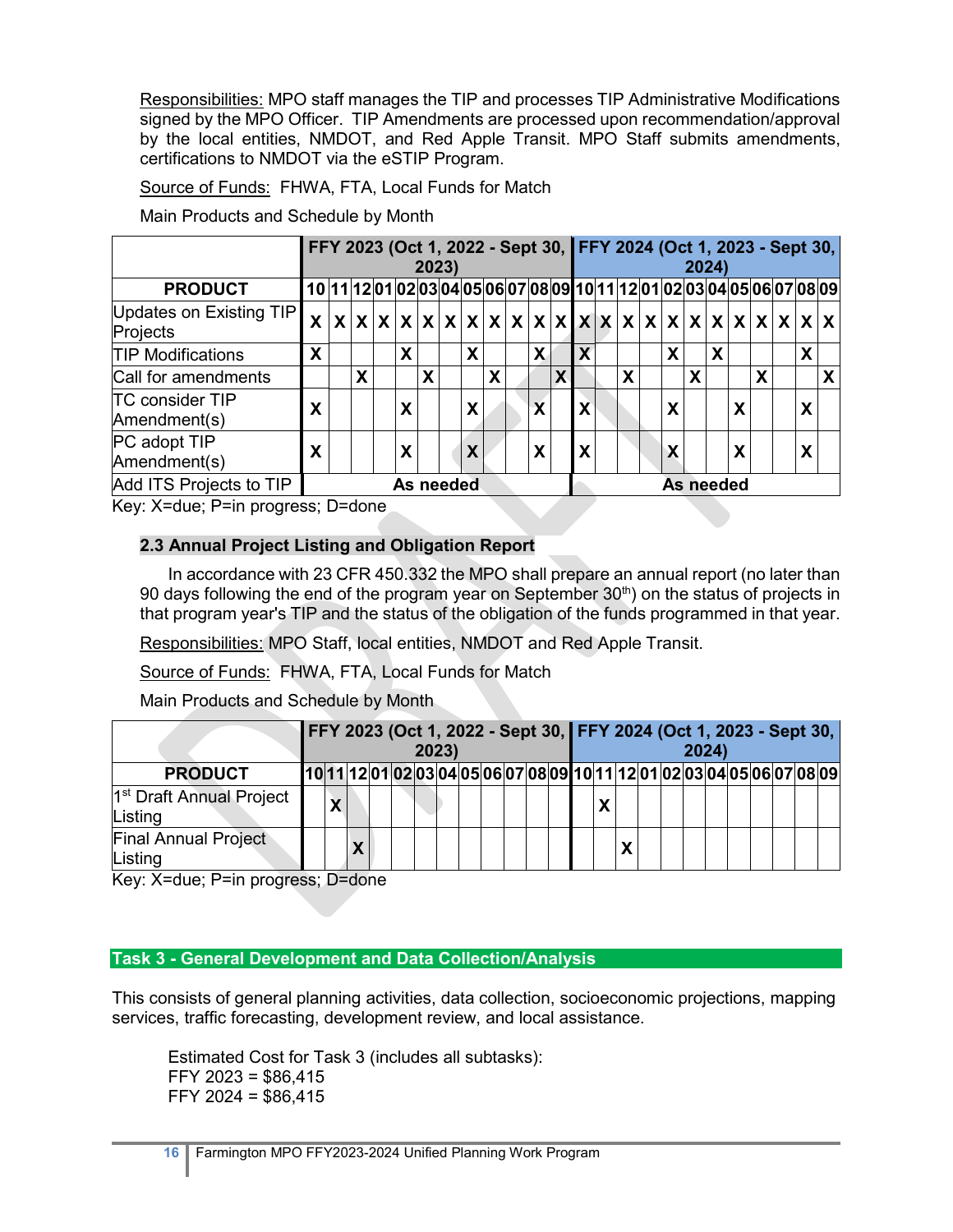Responsibilities: MPO staff manages the TIP and processes TIP Administrative Modifications signed by the MPO Officer. TIP Amendments are processed upon recommendation/approval by the local entities, NMDOT, and Red Apple Transit. MPO Staff submits amendments, certifications to NMDOT via the eSTIP Program.

Source of Funds: FHWA, FTA, Local Funds for Match

Main Products and Schedule by Month

| | **FFY 2023 (Oct 1, 2022 - Sept 30, 2023)** | | | | | | | | | | | | **FFY 2024 (Oct 1, 2023 - Sept 30, 2024)** | | | | | | | | | | | |
|---|---|---|---|---|---|---|---|---|---|---|---|---|---|---|---|---|---|---|---|---|---|---|---|---|
| **PRODUCT** | **10** | **11** | **12** | **01** | **02** | **03** | **04** | **05** | **06** | **07** | **08** | **09** | **10** | **11** | **12** | **01** | **02** | **03** | **04** | **05** | **06** | **07** | **08** | **09** |
| Updates on Existing TIP Projects | X | X | X | X | X | X | X | X | X | X | X | X | X | X | X | X | X | X | X | X | X | X | X | X |
| TIP Modifications | X | | | | X | | | X | | | X | | X | | | | X | | X | | | | X | |
| Call for amendments | | | X | | | X | | | X | | | X | | | X | | | X | | | X | | | X |
| TC consider TIP Amendment(s) | X | | | | X | | | X | | | X | | X | | | | X | | | X | | | X | |
| PC adopt TIP Amendment(s) | X | | | | X | | | X | | | X | | X | | | | X | | | X | | | X | |
| Add ITS Projects to TIP | **As needed** | | | | | | | | | | | | **As needed** | | | | | | | | | | | |

Key: X=due; P=in progress; D=done

### 2.3 Annual Project Listing and Obligation Report

In accordance with 23 CFR 450.332 the MPO shall prepare an annual report (no later than 90 days following the end of the program year on September 30th) on the status of projects in that program year's TIP and the status of the obligation of the funds programmed in that year.

Responsibilities: MPO Staff, local entities, NMDOT and Red Apple Transit.

Source of Funds: FHWA, FTA, Local Funds for Match

Main Products and Schedule by Month

| | **FFY 2023 (Oct 1, 2022 - Sept 30, 2023)** | | | | | | | | | | | | **FFY 2024 (Oct 1, 2023 - Sept 30, 2024)** | | | | | | | | | | | |
|---|---|---|---|---|---|---|---|---|---|---|---|---|---|---|---|---|---|---|---|---|---|---|---|---|
| **PRODUCT** | **10** | **11** | **12** | **01** | **02** | **03** | **04** | **05** | **06** | **07** | **08** | **09** | **10** | **11** | **12** | **01** | **02** | **03** | **04** | **05** | **06** | **07** | **08** | **09** |
| 1st Draft Annual Project Listing | | X | | | | | | | | | | | | X | | | | | | | | | | |
| Final Annual Project Listing | | | X | | | | | | | | | | | | X | | | | | | | | | |

Key: X=due; P=in progress; D=done

## Task 3 - General Development and Data Collection/Analysis

This consists of general planning activities, data collection, socioeconomic projections, mapping services, traffic forecasting, development review, and local assistance.

Estimated Cost for Task 3 (includes all subtasks):
FFY 2023 = $86,415
FFY 2024 = $86,415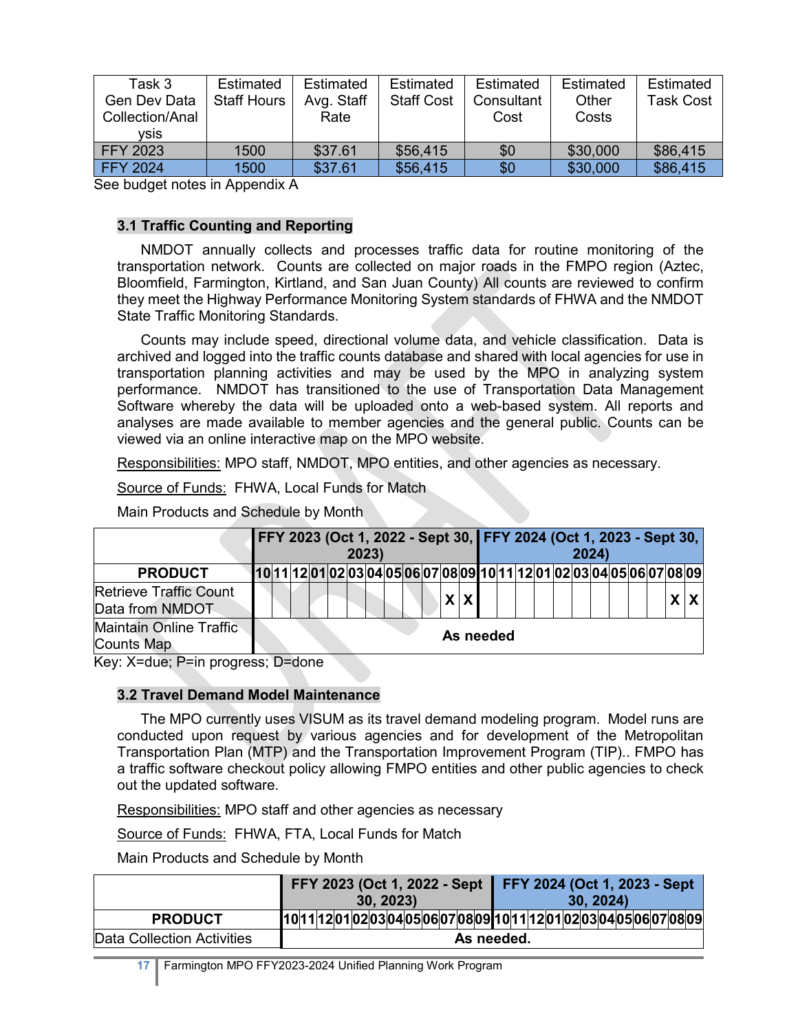| Task 3 Gen Dev Data Collection/Analysis | Estimated Staff Hours | Estimated Avg. Staff Rate | Estimated Staff Cost | Estimated Consultant Cost | Estimated Other Costs | Estimated Task Cost |
|---|---|---|---|---|---|---|
| FFY 2023 | 1500 | $37.61 | $56,415 | $0 | $30,000 | $86,415 |
| FFY 2024 | 1500 | $37.61 | $56,415 | $0 | $30,000 | $86,415 |

See budget notes in Appendix A

### 3.1 Traffic Counting and Reporting

NMDOT annually collects and processes traffic data for routine monitoring of the transportation network. Counts are collected on major roads in the FMPO region (Aztec, Bloomfield, Farmington, Kirtland, and San Juan County) All counts are reviewed to confirm they meet the Highway Performance Monitoring System standards of FHWA and the NMDOT State Traffic Monitoring Standards.

Counts may include speed, directional volume data, and vehicle classification. Data is archived and logged into the traffic counts database and shared with local agencies for use in transportation planning activities and may be used by the MPO in analyzing system performance. NMDOT has transitioned to the use of Transportation Data Management Software whereby the data will be uploaded onto a web-based system. All reports and analyses are made available to member agencies and the general public. Counts can be viewed via an online interactive map on the MPO website.

Responsibilities: MPO staff, NMDOT, MPO entities, and other agencies as necessary.

Source of Funds: FHWA, Local Funds for Match

Main Products and Schedule by Month

| | FFY 2023 (Oct 1, 2022 - Sept 30, 2023) | | | | | | | | | | | | FFY 2024 (Oct 1, 2023 - Sept 30, 2024) | | | | | | | | | | | |
|---|---|---|---|---|---|---|---|---|---|---|---|---|---|---|---|---|---|---|---|---|---|---|---|---|
| **PRODUCT** | 10 | 11 | 12 | 01 | 02 | 03 | 04 | 05 | 06 | 07 | 08 | 09 | 10 | 11 | 12 | 01 | 02 | 03 | 04 | 05 | 06 | 07 | 08 | 09 |
| Retrieve Traffic Count Data from NMDOT | | | | | | | | | | | X | X | | | | | | | | | | | X | X |
| Maintain Online Traffic Counts Map | **As needed** | | | | | | | | | | | | | | | | | | | | | | | |

Key: X=due; P=in progress; D=done

### 3.2 Travel Demand Model Maintenance

The MPO currently uses VISUM as its travel demand modeling program. Model runs are conducted upon request by various agencies and for development of the Metropolitan Transportation Plan (MTP) and the Transportation Improvement Program (TIP).. FMPO has a traffic software checkout policy allowing FMPO entities and other public agencies to check out the updated software.

Responsibilities: MPO staff and other agencies as necessary

Source of Funds: FHWA, FTA, Local Funds for Match

Main Products and Schedule by Month

| | FFY 2023 (Oct 1, 2022 - Sept 30, 2023) | | | | | | | | | | | | FFY 2024 (Oct 1, 2023 - Sept 30, 2024) | | | | | | | | | | | |
|---|---|---|---|---|---|---|---|---|---|---|---|---|---|---|---|---|---|---|---|---|---|---|---|---|
| **PRODUCT** | 10 | 11 | 12 | 01 | 02 | 03 | 04 | 05 | 06 | 07 | 08 | 09 | 10 | 11 | 12 | 01 | 02 | 03 | 04 | 05 | 06 | 07 | 08 | 09 |
| Data Collection Activities | **As needed.** | | | | | | | | | | | | | | | | | | | | | | | |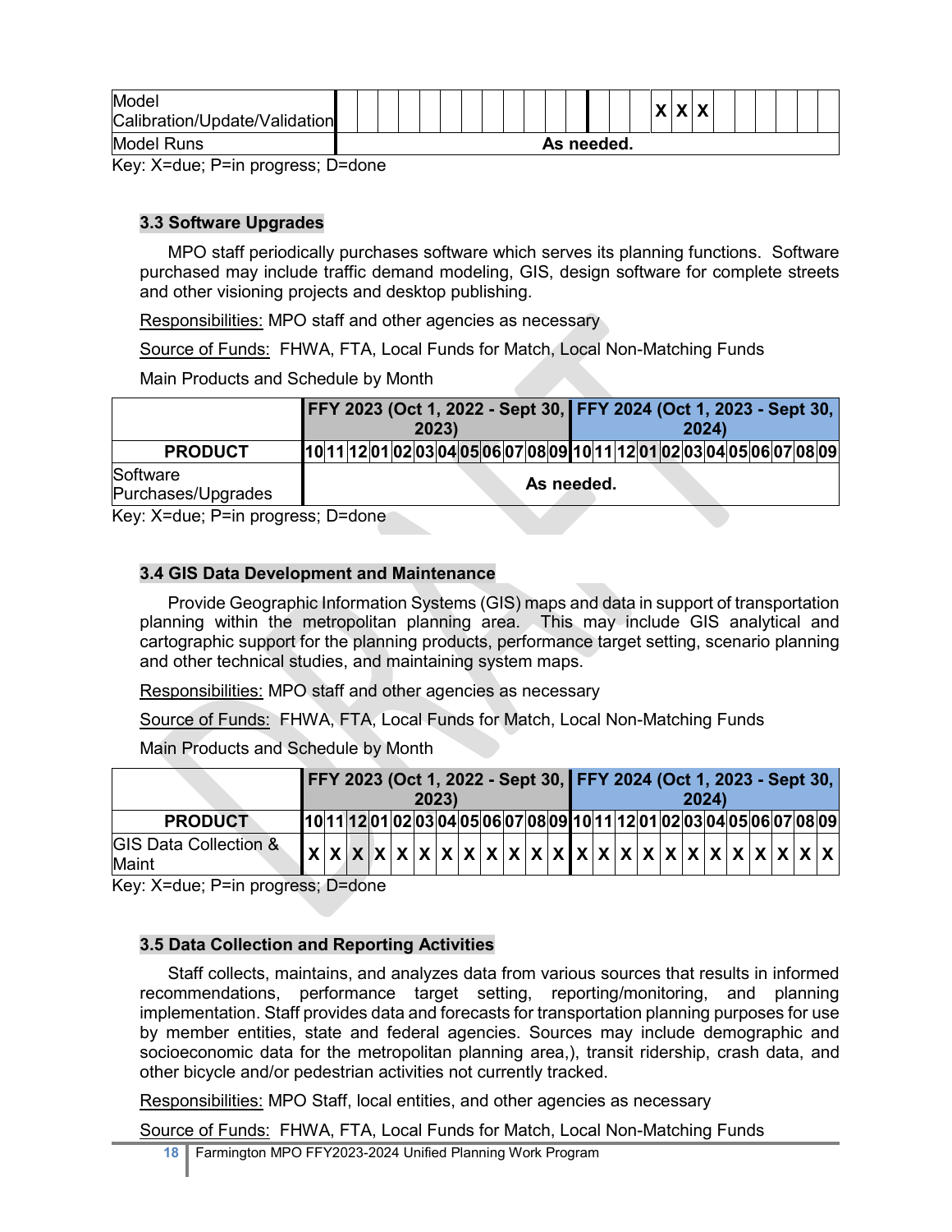| | | | | | | | | | | | | | | | | | | | | | | | | |
|---|---|---|---|---|---|---|---|---|---|---|---|---|---|---|---|---|---|---|---|---|---|---|---|---|
| Model Calibration/Update/Validation | | | | | | | | | | | | | | | | X | X | X | | | | | | |
| Model Runs | As needed. | | | | | | | | | | | | | | | | | | | | | | | |

Key: X=due; P=in progress; D=done

### 3.3 Software Upgrades

MPO staff periodically purchases software which serves its planning functions. Software purchased may include traffic demand modeling, GIS, design software for complete streets and other visioning projects and desktop publishing.

Responsibilities: MPO staff and other agencies as necessary

Source of Funds: FHWA, FTA, Local Funds for Match, Local Non-Matching Funds

Main Products and Schedule by Month

| | FFY 2023 (Oct 1, 2022 - Sept 30, 2023) | | | | | | | | | | | | FFY 2024 (Oct 1, 2023 - Sept 30, 2024) | | | | | | | | | | | |
|---|---|---|---|---|---|---|---|---|---|---|---|---|---|---|---|---|---|---|---|---|---|---|---|---|
| **PRODUCT** | 10 | 11 | 12 | 01 | 02 | 03 | 04 | 05 | 06 | 07 | 08 | 09 | 10 | 11 | 12 | 01 | 02 | 03 | 04 | 05 | 06 | 07 | 08 | 09 |
| Software Purchases/Upgrades | As needed. | | | | | | | | | | | | | | | | | | | | | | | |

Key: X=due; P=in progress; D=done

### 3.4 GIS Data Development and Maintenance

Provide Geographic Information Systems (GIS) maps and data in support of transportation planning within the metropolitan planning area. This may include GIS analytical and cartographic support for the planning products, performance target setting, scenario planning and other technical studies, and maintaining system maps.

Responsibilities: MPO staff and other agencies as necessary

Source of Funds: FHWA, FTA, Local Funds for Match, Local Non-Matching Funds

Main Products and Schedule by Month

| | FFY 2023 (Oct 1, 2022 - Sept 30, 2023) | | | | | | | | | | | | FFY 2024 (Oct 1, 2023 - Sept 30, 2024) | | | | | | | | | | | |
|---|---|---|---|---|---|---|---|---|---|---|---|---|---|---|---|---|---|---|---|---|---|---|---|---|
| **PRODUCT** | 10 | 11 | 12 | 01 | 02 | 03 | 04 | 05 | 06 | 07 | 08 | 09 | 10 | 11 | 12 | 01 | 02 | 03 | 04 | 05 | 06 | 07 | 08 | 09 |
| GIS Data Collection & Maint | X | X | X | X | X | X | X | X | X | X | X | X | X | X | X | X | X | X | X | X | X | X | X | X |

Key: X=due; P=in progress; D=done

### 3.5 Data Collection and Reporting Activities

Staff collects, maintains, and analyzes data from various sources that results in informed recommendations, performance target setting, reporting/monitoring, and planning implementation. Staff provides data and forecasts for transportation planning purposes for use by member entities, state and federal agencies. Sources may include demographic and socioeconomic data for the metropolitan planning area,), transit ridership, crash data, and other bicycle and/or pedestrian activities not currently tracked.

Responsibilities: MPO Staff, local entities, and other agencies as necessary

Source of Funds: FHWA, FTA, Local Funds for Match, Local Non-Matching Funds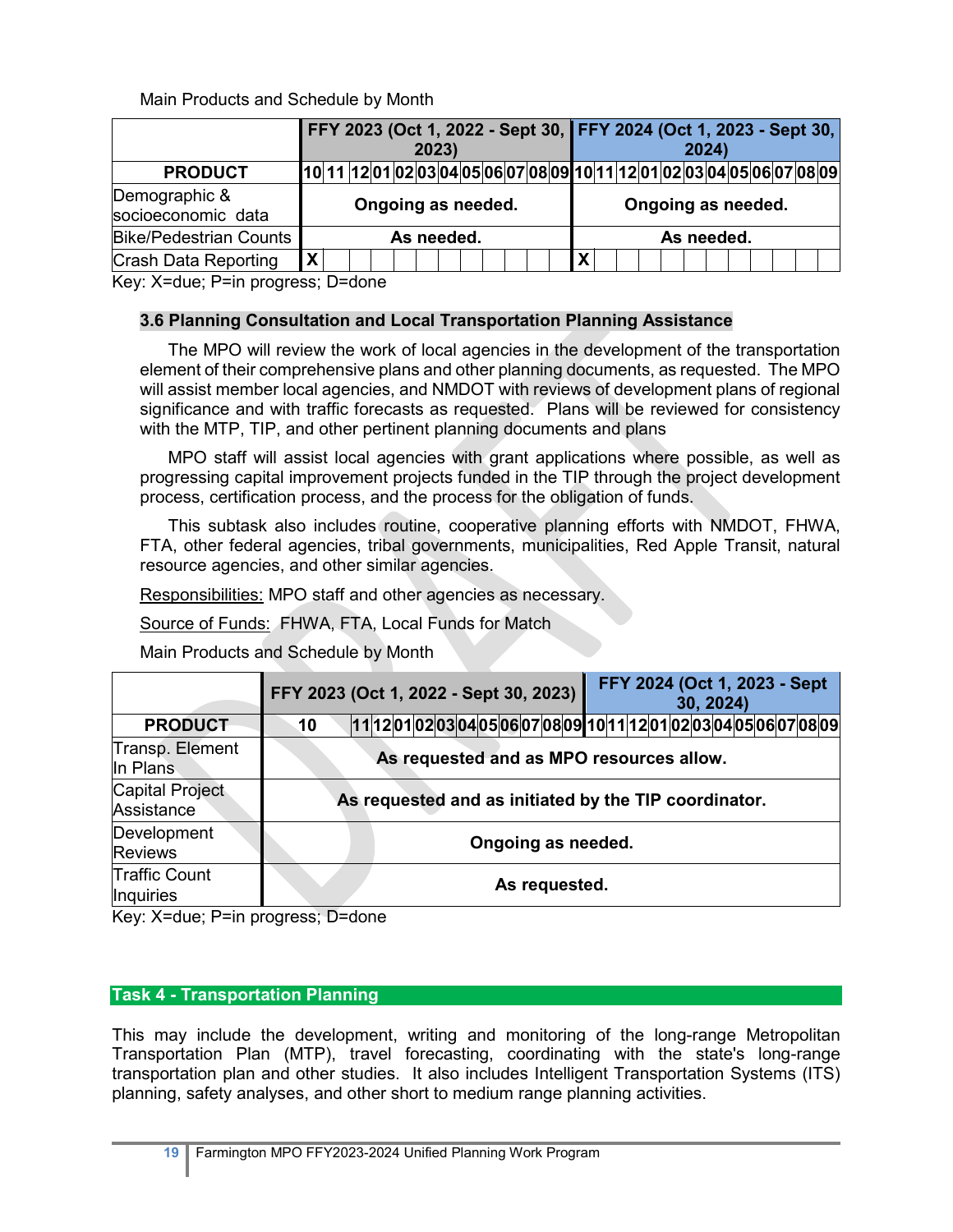Main Products and Schedule by Month

| | FFY 2023 (Oct 1, 2022 - Sept 30, 2023) | | | | | | | | | | | | FFY 2024 (Oct 1, 2023 - Sept 30, 2024) | | | | | | | | | | | |
|---|---|---|---|---|---|---|---|---|---|---|---|---|---|---|---|---|---|---|---|---|---|---|---|---|
| **PRODUCT** | 10 | 11 | 12 | 01 | 02 | 03 | 04 | 05 | 06 | 07 | 08 | 09 | 10 | 11 | 12 | 01 | 02 | 03 | 04 | 05 | 06 | 07 | 08 | 09 |
| Demographic & socioeconomic data | **Ongoing as needed.** | | | | | | | | | | | | **Ongoing as needed.** | | | | | | | | | | | |
| Bike/Pedestrian Counts | **As needed.** | | | | | | | | | | | | **As needed.** | | | | | | | | | | | |
| Crash Data Reporting | X | | | | | | | | | | | | X | | | | | | | | | | | |

Key: X=due; P=in progress; D=done

### 3.6 Planning Consultation and Local Transportation Planning Assistance

The MPO will review the work of local agencies in the development of the transportation element of their comprehensive plans and other planning documents, as requested. The MPO will assist member local agencies, and NMDOT with reviews of development plans of regional significance and with traffic forecasts as requested. Plans will be reviewed for consistency with the MTP, TIP, and other pertinent planning documents and plans

MPO staff will assist local agencies with grant applications where possible, as well as progressing capital improvement projects funded in the TIP through the project development process, certification process, and the process for the obligation of funds.

This subtask also includes routine, cooperative planning efforts with NMDOT, FHWA, FTA, other federal agencies, tribal governments, municipalities, Red Apple Transit, natural resource agencies, and other similar agencies.

Responsibilities: MPO staff and other agencies as necessary.

Source of Funds: FHWA, FTA, Local Funds for Match

Main Products and Schedule by Month

| | FFY 2023 (Oct 1, 2022 - Sept 30, 2023) | | | | | | | | | | | | FFY 2024 (Oct 1, 2023 - Sept 30, 2024) | | | | | | | | | | | |
|---|---|---|---|---|---|---|---|---|---|---|---|---|---|---|---|---|---|---|---|---|---|---|---|---|
| **PRODUCT** | 10 | 11 | 12 | 01 | 02 | 03 | 04 | 05 | 06 | 07 | 08 | 09 | 10 | 11 | 12 | 01 | 02 | 03 | 04 | 05 | 06 | 07 | 08 | 09 |
| Transp. Element In Plans | **As requested and as MPO resources allow.** | | | | | | | | | | | | | | | | | | | | | | | |
| Capital Project Assistance | **As requested and as initiated by the TIP coordinator.** | | | | | | | | | | | | | | | | | | | | | | | |
| Development Reviews | **Ongoing as needed.** | | | | | | | | | | | | | | | | | | | | | | | |
| Traffic Count Inquiries | **As requested.** | | | | | | | | | | | | | | | | | | | | | | | |

Key: X=due; P=in progress; D=done

## Task 4 - Transportation Planning

This may include the development, writing and monitoring of the long-range Metropolitan Transportation Plan (MTP), travel forecasting, coordinating with the state's long-range transportation plan and other studies. It also includes Intelligent Transportation Systems (ITS) planning, safety analyses, and other short to medium range planning activities.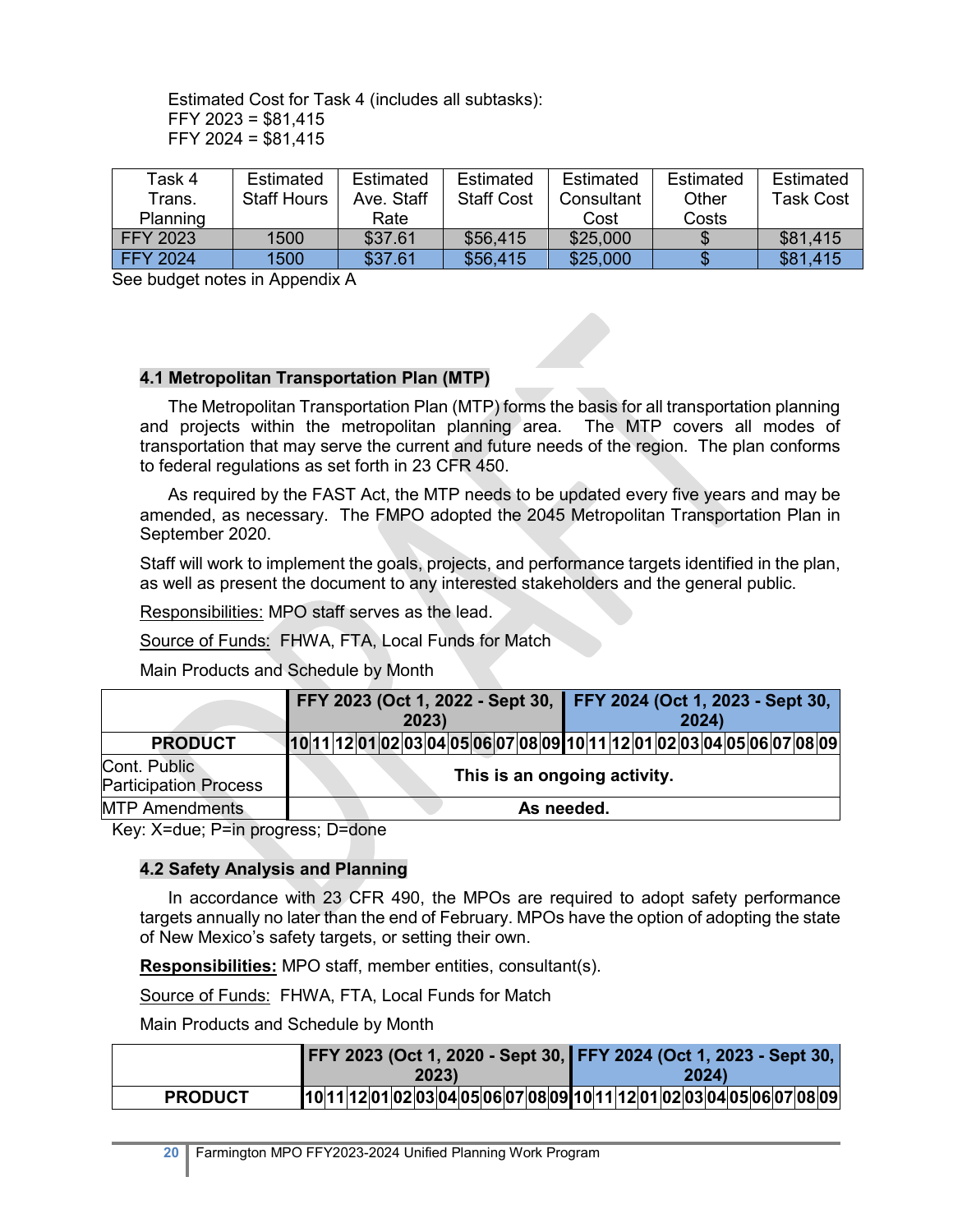Estimated Cost for Task 4 (includes all subtasks):
FFY 2023 = $81,415
FFY 2024 = $81,415

| Task 4 Trans. Planning | Estimated Staff Hours | Estimated Ave. Staff Rate | Estimated Staff Cost | Estimated Consultant Cost | Estimated Other Costs | Estimated Task Cost |
|---|---|---|---|---|---|---|
| FFY 2023 | 1500 | $37.61 | $56,415 | $25,000 | $ | $81,415 |
| FFY 2024 | 1500 | $37.61 | $56,415 | $25,000 | $ | $81,415 |

See budget notes in Appendix A

### 4.1 Metropolitan Transportation Plan (MTP)

The Metropolitan Transportation Plan (MTP) forms the basis for all transportation planning and projects within the metropolitan planning area. The MTP covers all modes of transportation that may serve the current and future needs of the region. The plan conforms to federal regulations as set forth in 23 CFR 450.

As required by the FAST Act, the MTP needs to be updated every five years and may be amended, as necessary. The FMPO adopted the 2045 Metropolitan Transportation Plan in September 2020.

Staff will work to implement the goals, projects, and performance targets identified in the plan, as well as present the document to any interested stakeholders and the general public.

Responsibilities: MPO staff serves as the lead.

Source of Funds: FHWA, FTA, Local Funds for Match

Main Products and Schedule by Month

| | FFY 2023 (Oct 1, 2022 - Sept 30, 2023) | | | | | | | | | | | | FFY 2024 (Oct 1, 2023 - Sept 30, 2024) | | | | | | | | | | | |
|---|---|---|---|---|---|---|---|---|---|---|---|---|---|---|---|---|---|---|---|---|---|---|---|---|
| **PRODUCT** | 10 | 11 | 12 | 01 | 02 | 03 | 04 | 05 | 06 | 07 | 08 | 09 | 10 | 11 | 12 | 01 | 02 | 03 | 04 | 05 | 06 | 07 | 08 | 09 |
| Cont. Public Participation Process | **This is an ongoing activity.** | | | | | | | | | | | | | | | | | | | | | | | |
| MTP Amendments | **As needed.** | | | | | | | | | | | | | | | | | | | | | | | |

Key: X=due; P=in progress; D=done

### 4.2 Safety Analysis and Planning

In accordance with 23 CFR 490, the MPOs are required to adopt safety performance targets annually no later than the end of February. MPOs have the option of adopting the state of New Mexico's safety targets, or setting their own.

**Responsibilities:** MPO staff, member entities, consultant(s).

Source of Funds: FHWA, FTA, Local Funds for Match

Main Products and Schedule by Month

| | FFY 2023 (Oct 1, 2020 - Sept 30, 2023) | | | | | | | | | | | | FFY 2024 (Oct 1, 2023 - Sept 30, 2024) | | | | | | | | | | | |
|---|---|---|---|---|---|---|---|---|---|---|---|---|---|---|---|---|---|---|---|---|---|---|---|---|
| **PRODUCT** | 10 | 11 | 12 | 01 | 02 | 03 | 04 | 05 | 06 | 07 | 08 | 09 | 10 | 11 | 12 | 01 | 02 | 03 | 04 | 05 | 06 | 07 | 08 | 09 |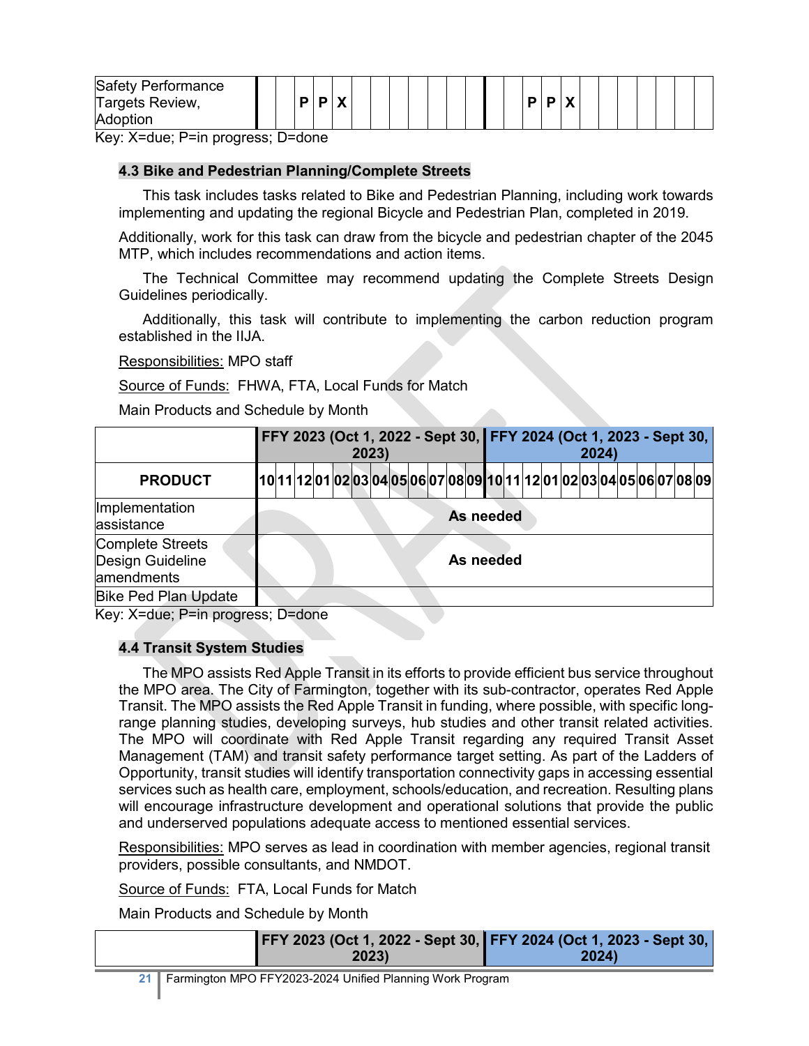| | | | | | | | | | | | | | | | | | | | | | | | | |
|---|---|---|---|---|---|---|---|---|---|---|---|---|---|---|---|---|---|---|---|---|---|---|---|---|
| Safety Performance Targets Review, Adoption | | | P | P | X | | | | | | | | | | P | P | X | | | | | | | |

Key: X=due; P=in progress; D=done

### 4.3 Bike and Pedestrian Planning/Complete Streets

This task includes tasks related to Bike and Pedestrian Planning, including work towards implementing and updating the regional Bicycle and Pedestrian Plan, completed in 2019.

Additionally, work for this task can draw from the bicycle and pedestrian chapter of the 2045 MTP, which includes recommendations and action items.

The Technical Committee may recommend updating the Complete Streets Design Guidelines periodically.

Additionally, this task will contribute to implementing the carbon reduction program established in the IIJA.

Responsibilities: MPO staff

Source of Funds: FHWA, FTA, Local Funds for Match

Main Products and Schedule by Month

| | FFY 2023 (Oct 1, 2022 - Sept 30, 2023) | | | | | | | | | | | | FFY 2024 (Oct 1, 2023 - Sept 30, 2024) | | | | | | | | | | | |
|---|---|---|---|---|---|---|---|---|---|---|---|---|---|---|---|---|---|---|---|---|---|---|---|---|
| **PRODUCT** | 10 | 11 | 12 | 01 | 02 | 03 | 04 | 05 | 06 | 07 | 08 | 09 | 10 | 11 | 12 | 01 | 02 | 03 | 04 | 05 | 06 | 07 | 08 | 09 |
| Implementation assistance | **As needed** | | | | | | | | | | | | | | | | | | | | | | | |
| Complete Streets Design Guideline amendments | **As needed** | | | | | | | | | | | | | | | | | | | | | | | |
| Bike Ped Plan Update | | | | | | | | | | | | | | | | | | | | | | | | |

Key: X=due; P=in progress; D=done

### 4.4 Transit System Studies

The MPO assists Red Apple Transit in its efforts to provide efficient bus service throughout the MPO area. The City of Farmington, together with its sub-contractor, operates Red Apple Transit. The MPO assists the Red Apple Transit in funding, where possible, with specific long-range planning studies, developing surveys, hub studies and other transit related activities. The MPO will coordinate with Red Apple Transit regarding any required Transit Asset Management (TAM) and transit safety performance target setting. As part of the Ladders of Opportunity, transit studies will identify transportation connectivity gaps in accessing essential services such as health care, employment, schools/education, and recreation. Resulting plans will encourage infrastructure development and operational solutions that provide the public and underserved populations adequate access to mentioned essential services.

Responsibilities: MPO serves as lead in coordination with member agencies, regional transit providers, possible consultants, and NMDOT.

Source of Funds: FTA, Local Funds for Match

Main Products and Schedule by Month

| | FFY 2023 (Oct 1, 2022 - Sept 30, 2023) | FFY 2024 (Oct 1, 2023 - Sept 30, 2024) |
|---|---|---|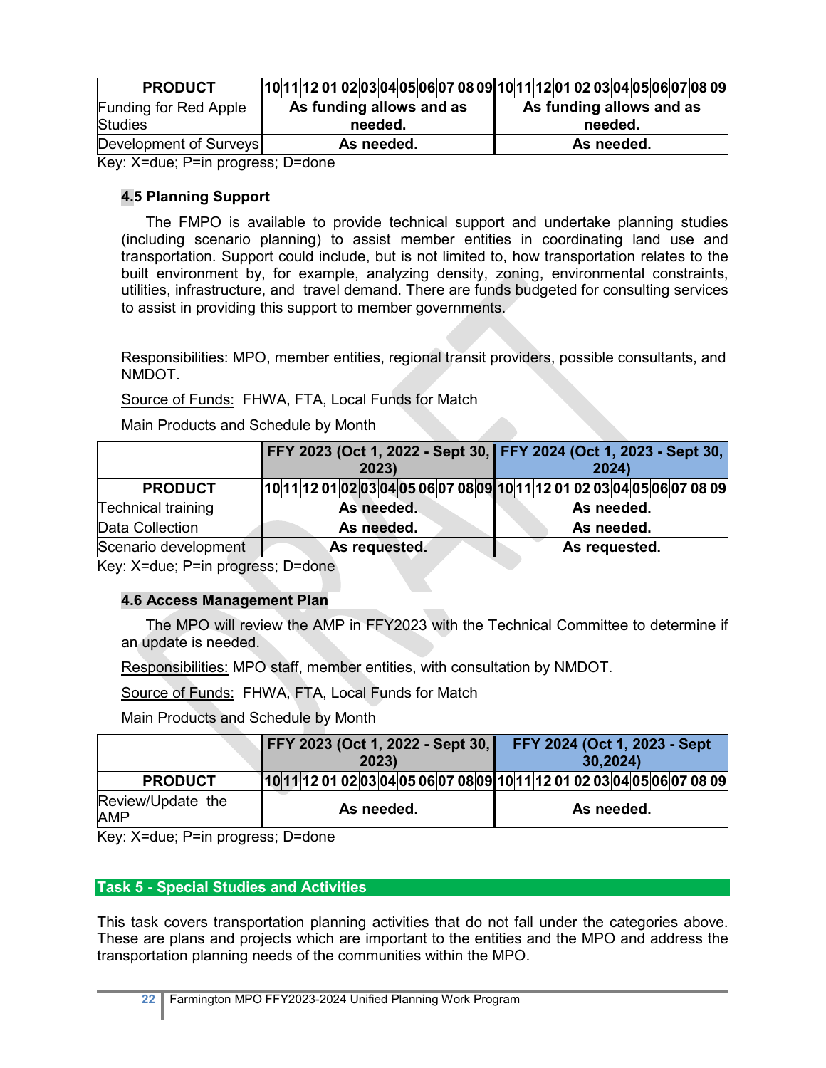| PRODUCT | 10 | 11 | 12 | 01 | 02 | 03 | 04 | 05 | 06 | 07 | 08 | 09 | 10 | 11 | 12 | 01 | 02 | 03 | 04 | 05 | 06 | 07 | 08 | 09 |
|---|---|---|---|---|---|---|---|---|---|---|---|---|---|---|---|---|---|---|---|---|---|---|---|---|
| Funding for Red Apple Studies | As funding allows and as needed. | | | | | | | | | | | | As funding allows and as needed. | | | | | | | | | | | |
| Development of Surveys | As needed. | | | | | | | | | | | | As needed. | | | | | | | | | | | |

Key: X=due; P=in progress; D=done

### 4.5 Planning Support

The FMPO is available to provide technical support and undertake planning studies (including scenario planning) to assist member entities in coordinating land use and transportation. Support could include, but is not limited to, how transportation relates to the built environment by, for example, analyzing density, zoning, environmental constraints, utilities, infrastructure, and travel demand. There are funds budgeted for consulting services to assist in providing this support to member governments.

Responsibilities: MPO, member entities, regional transit providers, possible consultants, and NMDOT.

Source of Funds: FHWA, FTA, Local Funds for Match

Main Products and Schedule by Month

| | FFY 2023 (Oct 1, 2022 - Sept 30, 2023) | | | | | | | | | | | | FFY 2024 (Oct 1, 2023 - Sept 30, 2024) | | | | | | | | | | | |
|---|---|---|---|---|---|---|---|---|---|---|---|---|---|---|---|---|---|---|---|---|---|---|---|---|
| PRODUCT | 10 | 11 | 12 | 01 | 02 | 03 | 04 | 05 | 06 | 07 | 08 | 09 | 10 | 11 | 12 | 01 | 02 | 03 | 04 | 05 | 06 | 07 | 08 | 09 |
| Technical training | As needed. | | | | | | | | | | | | As needed. | | | | | | | | | | | |
| Data Collection | As needed. | | | | | | | | | | | | As needed. | | | | | | | | | | | |
| Scenario development | As requested. | | | | | | | | | | | | As requested. | | | | | | | | | | | |

Key: X=due; P=in progress; D=done

### 4.6 Access Management Plan

The MPO will review the AMP in FFY2023 with the Technical Committee to determine if an update is needed.

Responsibilities: MPO staff, member entities, with consultation by NMDOT.

Source of Funds: FHWA, FTA, Local Funds for Match

Main Products and Schedule by Month

| | FFY 2023 (Oct 1, 2022 - Sept 30, 2023) | | | | | | | | | | | | FFY 2024 (Oct 1, 2023 - Sept 30,2024) | | | | | | | | | | | |
|---|---|---|---|---|---|---|---|---|---|---|---|---|---|---|---|---|---|---|---|---|---|---|---|---|
| PRODUCT | 10 | 11 | 12 | 01 | 02 | 03 | 04 | 05 | 06 | 07 | 08 | 09 | 10 | 11 | 12 | 01 | 02 | 03 | 04 | 05 | 06 | 07 | 08 | 09 |
| Review/Update the AMP | As needed. | | | | | | | | | | | | As needed. | | | | | | | | | | | |

Key: X=due; P=in progress; D=done

## Task 5 - Special Studies and Activities

This task covers transportation planning activities that do not fall under the categories above. These are plans and projects which are important to the entities and the MPO and address the transportation planning needs of the communities within the MPO.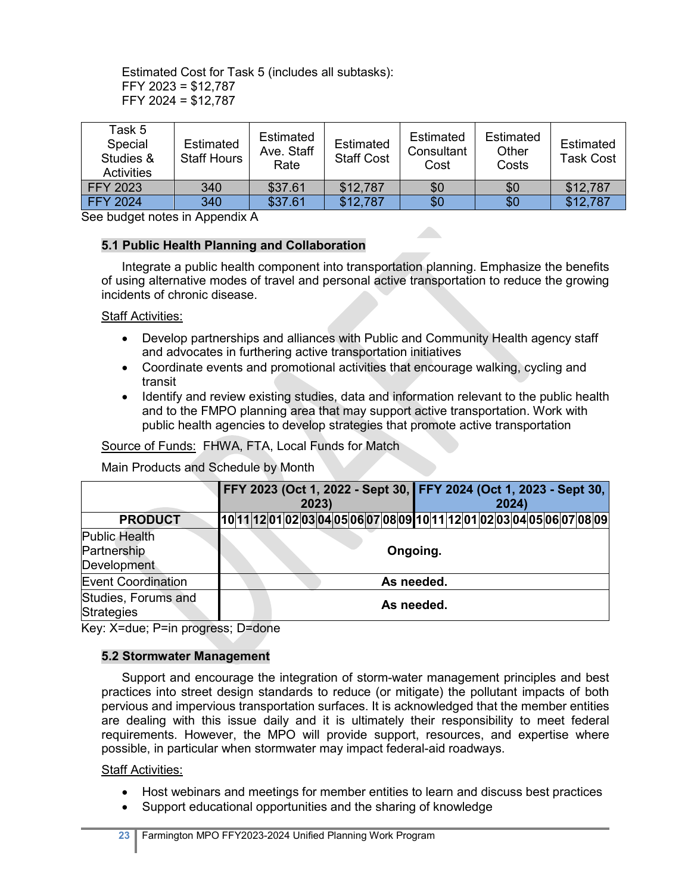Estimated Cost for Task 5 (includes all subtasks):
FFY 2023 = $12,787
FFY 2024 = $12,787

| Task 5 Special Studies & Activities | Estimated Staff Hours | Estimated Ave. Staff Rate | Estimated Staff Cost | Estimated Consultant Cost | Estimated Other Costs | Estimated Task Cost |
|---|---|---|---|---|---|---|
| FFY 2023 | 340 | $37.61 | $12,787 | $0 | $0 | $12,787 |
| FFY 2024 | 340 | $37.61 | $12,787 | $0 | $0 | $12,787 |

See budget notes in Appendix A

### 5.1 Public Health Planning and Collaboration

Integrate a public health component into transportation planning. Emphasize the benefits of using alternative modes of travel and personal active transportation to reduce the growing incidents of chronic disease.

Staff Activities:

- Develop partnerships and alliances with Public and Community Health agency staff and advocates in furthering active transportation initiatives
- Coordinate events and promotional activities that encourage walking, cycling and transit
- Identify and review existing studies, data and information relevant to the public health and to the FMPO planning area that may support active transportation. Work with public health agencies to develop strategies that promote active transportation

Source of Funds: FHWA, FTA, Local Funds for Match

Main Products and Schedule by Month

| | FFY 2023 (Oct 1, 2022 - Sept 30, 2023) | FFY 2024 (Oct 1, 2023 - Sept 30, 2024) |
|---|---|---|
| PRODUCT | 10 11 12 01 02 03 04 05 06 07 08 09 | 10 11 12 01 02 03 04 05 06 07 08 09 |
| Public Health Partnership Development | Ongoing. | |
| Event Coordination | As needed. | |
| Studies, Forums and Strategies | As needed. | |

Key: X=due; P=in progress; D=done

### 5.2 Stormwater Management

Support and encourage the integration of storm-water management principles and best practices into street design standards to reduce (or mitigate) the pollutant impacts of both pervious and impervious transportation surfaces. It is acknowledged that the member entities are dealing with this issue daily and it is ultimately their responsibility to meet federal requirements. However, the MPO will provide support, resources, and expertise where possible, in particular when stormwater may impact federal-aid roadways.

Staff Activities:

- Host webinars and meetings for member entities to learn and discuss best practices
- Support educational opportunities and the sharing of knowledge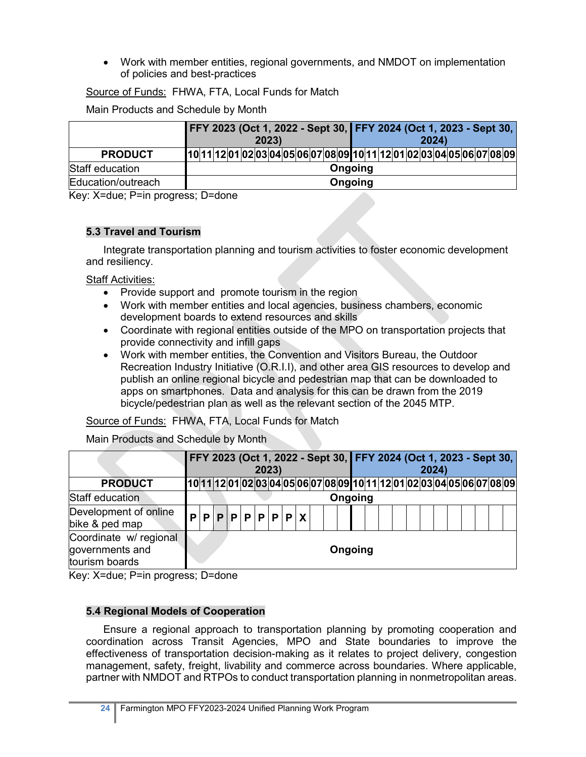- Work with member entities, regional governments, and NMDOT on implementation of policies and best-practices

Source of Funds: FHWA, FTA, Local Funds for Match

Main Products and Schedule by Month

| | FFY 2023 (Oct 1, 2022 - Sept 30, 2023) | | | | | | | | | | | | FFY 2024 (Oct 1, 2023 - Sept 30, 2024) | | | | | | | | | | | |
|---|---|---|---|---|---|---|---|---|---|---|---|---|---|---|---|---|---|---|---|---|---|---|---|---|
| **PRODUCT** | 10 | 11 | 12 | 01 | 02 | 03 | 04 | 05 | 06 | 07 | 08 | 09 | 10 | 11 | 12 | 01 | 02 | 03 | 04 | 05 | 06 | 07 | 08 | 09 |
| Staff education | Ongoing | | | | | | | | | | | | | | | | | | | | | | | |
| Education/outreach | Ongoing | | | | | | | | | | | | | | | | | | | | | | | |

Key: X=due; P=in progress; D=done

## 5.3 Travel and Tourism

Integrate transportation planning and tourism activities to foster economic development and resiliency.

Staff Activities:

- Provide support and promote tourism in the region
- Work with member entities and local agencies, business chambers, economic development boards to extend resources and skills
- Coordinate with regional entities outside of the MPO on transportation projects that provide connectivity and infill gaps
- Work with member entities, the Convention and Visitors Bureau, the Outdoor Recreation Industry Initiative (O.R.I.I), and other area GIS resources to develop and publish an online regional bicycle and pedestrian map that can be downloaded to apps on smartphones. Data and analysis for this can be drawn from the 2019 bicycle/pedestrian plan as well as the relevant section of the 2045 MTP.

Source of Funds: FHWA, FTA, Local Funds for Match

Main Products and Schedule by Month

| | FFY 2023 (Oct 1, 2022 - Sept 30, 2023) | | | | | | | | | | | | FFY 2024 (Oct 1, 2023 - Sept 30, 2024) | | | | | | | | | | | |
|---|---|---|---|---|---|---|---|---|---|---|---|---|---|---|---|---|---|---|---|---|---|---|---|---|
| **PRODUCT** | 10 | 11 | 12 | 01 | 02 | 03 | 04 | 05 | 06 | 07 | 08 | 09 | 10 | 11 | 12 | 01 | 02 | 03 | 04 | 05 | 06 | 07 | 08 | 09 |
| Staff education | Ongoing | | | | | | | | | | | | | | | | | | | | | | | |
| Development of online bike & ped map | P | P | P | P | P | P | P | P | X | | | | | | | | | | | | | | | |
| Coordinate w/ regional governments and tourism boards | Ongoing | | | | | | | | | | | | | | | | | | | | | | | |

Key: X=due; P=in progress; D=done

## 5.4 Regional Models of Cooperation

Ensure a regional approach to transportation planning by promoting cooperation and coordination across Transit Agencies, MPO and State boundaries to improve the effectiveness of transportation decision-making as it relates to project delivery, congestion management, safety, freight, livability and commerce across boundaries. Where applicable, partner with NMDOT and RTPOs to conduct transportation planning in nonmetropolitan areas.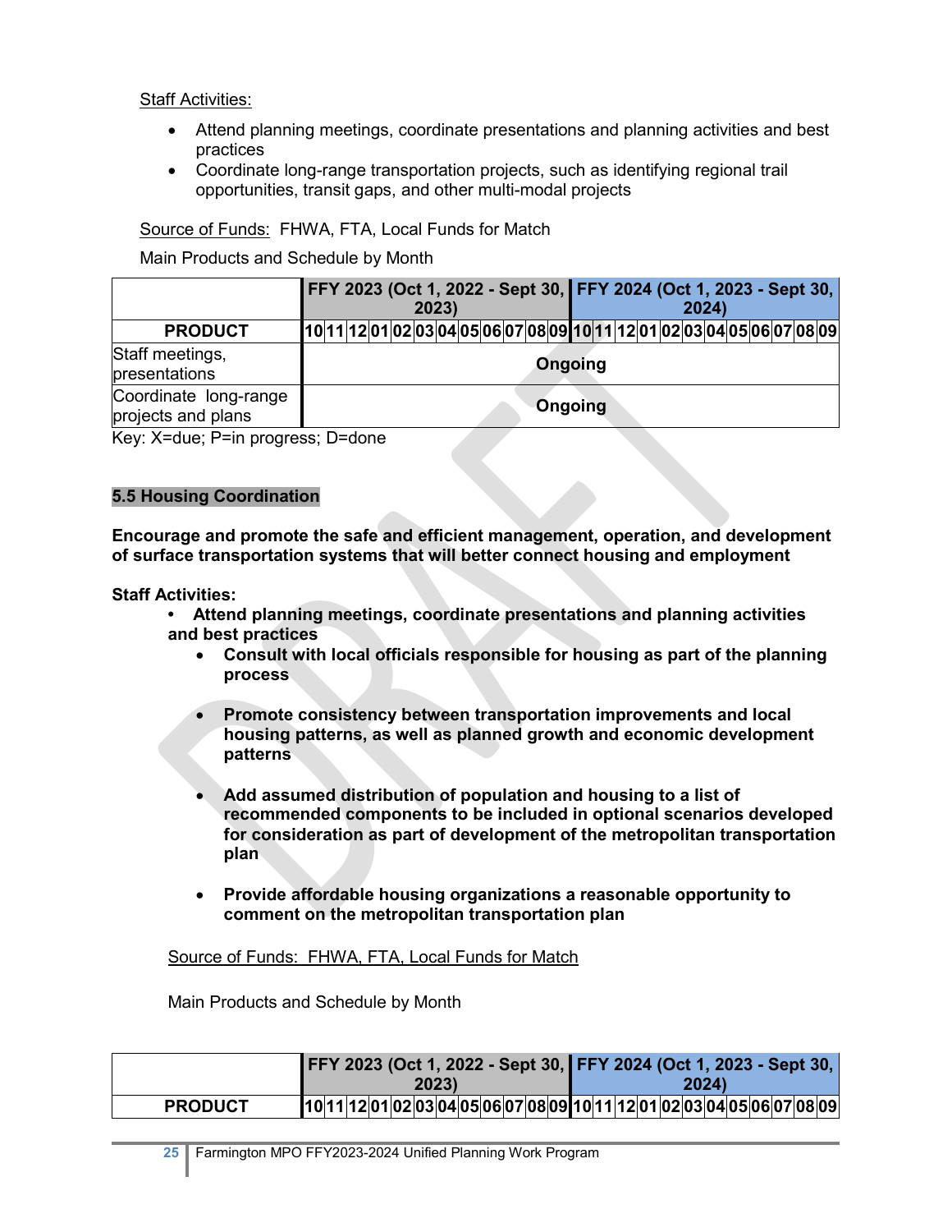Staff Activities:

- Attend planning meetings, coordinate presentations and planning activities and best practices
- Coordinate long-range transportation projects, such as identifying regional trail opportunities, transit gaps, and other multi-modal projects

Source of Funds: FHWA, FTA, Local Funds for Match

Main Products and Schedule by Month

| | FFY 2023 (Oct 1, 2022 - Sept 30, 2023) | | | | | | | | | | | | FFY 2024 (Oct 1, 2023 - Sept 30, 2024) | | | | | | | | | | | |
|---|---|---|---|---|---|---|---|---|---|---|---|---|---|---|---|---|---|---|---|---|---|---|---|---|
| **PRODUCT** | 10 | 11 | 12 | 01 | 02 | 03 | 04 | 05 | 06 | 07 | 08 | 09 | 10 | 11 | 12 | 01 | 02 | 03 | 04 | 05 | 06 | 07 | 08 | 09 |
| Staff meetings, presentations | **Ongoing** | | | | | | | | | | | | | | | | | | | | | | | |
| Coordinate long-range projects and plans | **Ongoing** | | | | | | | | | | | | | | | | | | | | | | | |

Key: X=due; P=in progress; D=done

## 5.5 Housing Coordination

**Encourage and promote the safe and efficient management, operation, and development of surface transportation systems that will better connect housing and employment**

**Staff Activities:**

- **Attend planning meetings, coordinate presentations and planning activities and best practices**
- **Consult with local officials responsible for housing as part of the planning process**
- **Promote consistency between transportation improvements and local housing patterns, as well as planned growth and economic development patterns**
- **Add assumed distribution of population and housing to a list of recommended components to be included in optional scenarios developed for consideration as part of development of the metropolitan transportation plan**
- **Provide affordable housing organizations a reasonable opportunity to comment on the metropolitan transportation plan**

Source of Funds: FHWA, FTA, Local Funds for Match

Main Products and Schedule by Month

| | FFY 2023 (Oct 1, 2022 - Sept 30, 2023) | | | | | | | | | | | | FFY 2024 (Oct 1, 2023 - Sept 30, 2024) | | | | | | | | | | | |
|---|---|---|---|---|---|---|---|---|---|---|---|---|---|---|---|---|---|---|---|---|---|---|---|---|
| **PRODUCT** | 10 | 11 | 12 | 01 | 02 | 03 | 04 | 05 | 06 | 07 | 08 | 09 | 10 | 11 | 12 | 01 | 02 | 03 | 04 | 05 | 06 | 07 | 08 | 09 |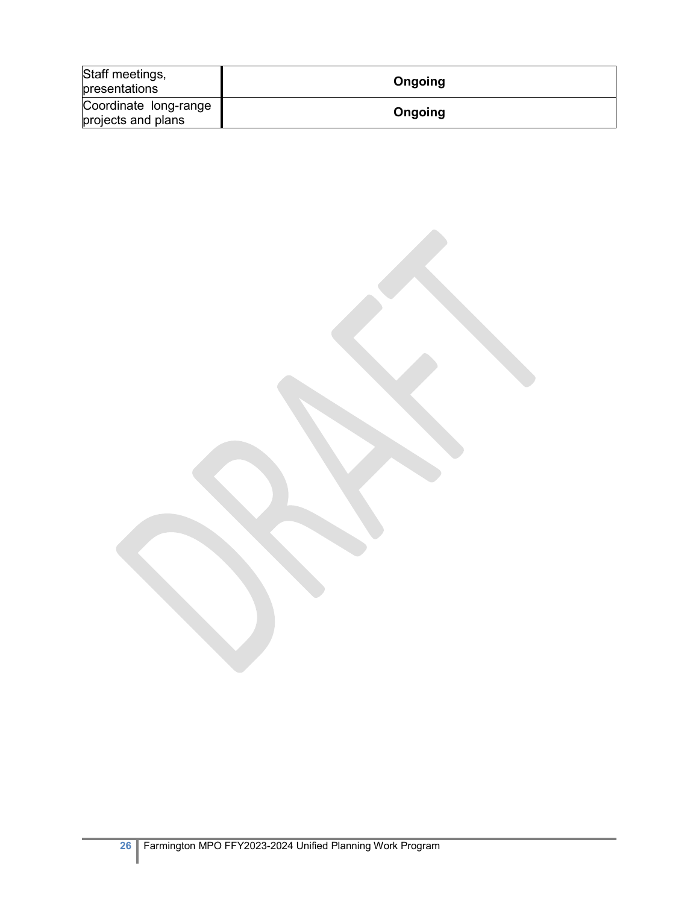| | |
|---|---|
| Staff meetings, presentations | **Ongoing** |
| Coordinate long-range projects and plans | **Ongoing** |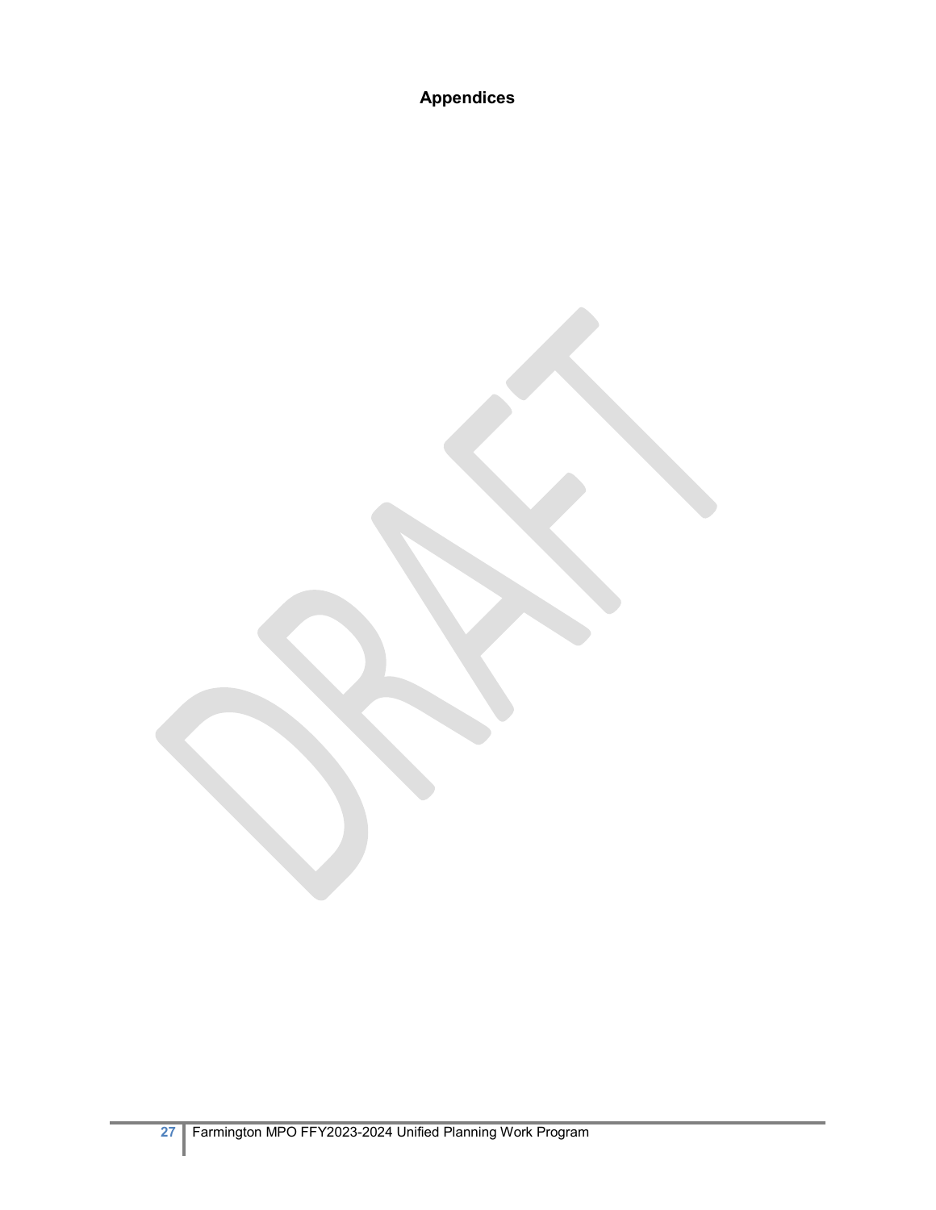# Appendices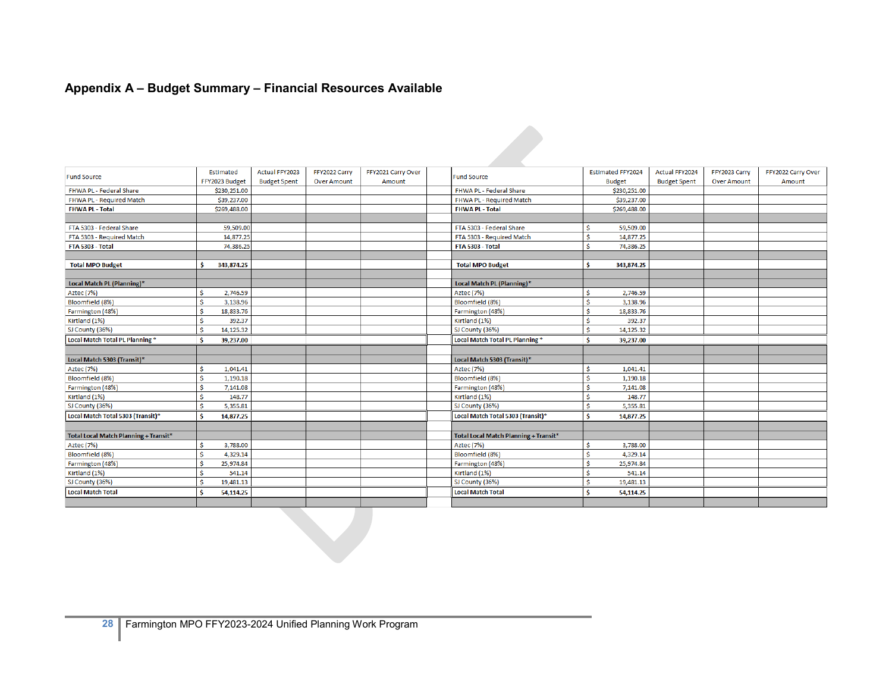# Appendix A – Budget Summary – Financial Resources Available

| Fund Source | Estimated FFY2023 Budget | Actual FFY2023 Budget Spent | FFY2022 Carry Over Amount | FFY2021 Carry Over Amount |
|---|---|---|---|---|
| FHWA PL - Federal Share | $230,251.00 | | | |
| FHWA PL - Required Match | $39,237.00 | | | |
| **FHWA PL - Total** | $269,488.00 | | | |
| | | | | |
| FTA 5303 - Federal Share | 59,509.00 | | | |
| FTA 5303 - Required Match | 14,877.25 | | | |
| **FTA 5303 - Total** | 74,386.25 | | | |
| | | | | |
| **Total MPO Budget** | **$ 343,874.25** | | | |
| | | | | |
| **Local Match PL (Planning)*** | | | | |
| Aztec (7%) | $ 2,746.59 | | | |
| Bloomfield (8%) | $ 3,138.96 | | | |
| Farmington (48%) | $ 18,833.76 | | | |
| Kirtland (1%) | $ 392.37 | | | |
| SJ County (36%) | $ 14,125.32 | | | |
| **Local Match Total PL Planning*** | **$ 39,237.00** | | | |
| | | | | |
| **Local Match 5303 (Transit)*** | | | | |
| Aztec (7%) | $ 1,041.41 | | | |
| Bloomfield (8%) | $ 1,190.18 | | | |
| Farmington (48%) | $ 7,141.08 | | | |
| Kirtland (1%) | $ 148.77 | | | |
| SJ County (36%) | $ 5,355.81 | | | |
| **Local Match Total 5303 (Transit)*** | **$ 14,877.25** | | | |
| | | | | |
| **Total Local Match Planning + Transit*** | | | | |
| Aztec (7%) | $ 3,788.00 | | | |
| Bloomfield (8%) | $ 4,329.14 | | | |
| Farmington (48%) | $ 25,974.84 | | | |
| Kirtland (1%) | $ 541.14 | | | |
| SJ County (36%) | $ 19,481.13 | | | |
| **Local Match Total** | **$ 54,114.25** | | | |

| Fund Source | Estimated FFY2024 Budget | Actual FFY2024 Budget Spent | FFY2023 Carry Over Amount | FFY2022 Carry Over Amount |
|---|---|---|---|---|
| FHWA PL - Federal Share | $230,251.00 | | | |
| FHWA PL - Required Match | $39,237.00 | | | |
| **FHWA PL - Total** | $269,488.00 | | | |
| | | | | |
| FTA 5303 - Federal Share | $ 59,509.00 | | | |
| FTA 5303 - Required Match | $ 14,877.25 | | | |
| **FTA 5303 - Total** | $ 74,386.25 | | | |
| | | | | |
| **Total MPO Budget** | **$ 343,874.25** | | | |
| | | | | |
| **Local Match PL (Planning)*** | | | | |
| Aztec (7%) | $ 2,746.59 | | | |
| Bloomfield (8%) | $ 3,138.96 | | | |
| Farmington (48%) | $ 18,833.76 | | | |
| Kirtland (1%) | $ 392.37 | | | |
| SJ County (36%) | $ 14,125.32 | | | |
| **Local Match Total PL Planning*** | **$ 39,237.00** | | | |
| | | | | |
| **Local Match 5303 (Transit)*** | | | | |
| Aztec (7%) | $ 1,041.41 | | | |
| Bloomfield (8%) | $ 1,190.18 | | | |
| Farmington (48%) | $ 7,141.08 | | | |
| Kirtland (1%) | $ 148.77 | | | |
| SJ County (36%) | $ 5,355.81 | | | |
| **Local Match Total 5303 (Transit)*** | **$ 14,877.25** | | | |
| | | | | |
| **Total Local Match Planning + Transit*** | | | | |
| Aztec (7%) | $ 3,788.00 | | | |
| Bloomfield (8%) | $ 4,329.14 | | | |
| Farmington (48%) | $ 25,974.84 | | | |
| Kirtland (1%) | $ 541.14 | | | |
| SJ County (36%) | $ 19,481.13 | | | |
| **Local Match Total** | **$ 54,114.25** | | | |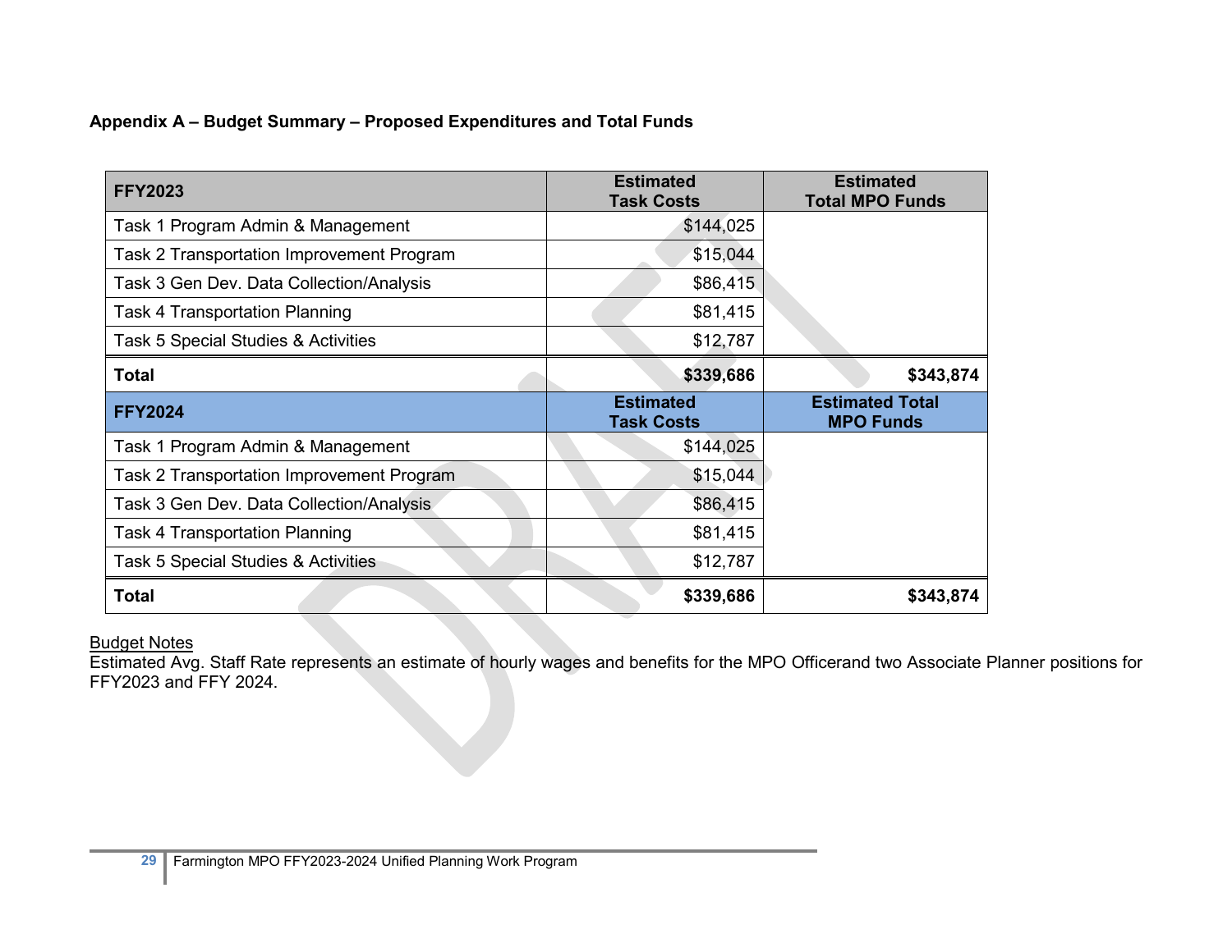**Appendix A – Budget Summary – Proposed Expenditures and Total Funds**

| FFY2023 | Estimated Task Costs | Estimated Total MPO Funds |
|---|---|---|
| Task 1 Program Admin & Management | $144,025 | |
| Task 2 Transportation Improvement Program | $15,044 | |
| Task 3 Gen Dev. Data Collection/Analysis | $86,415 | |
| Task 4 Transportation Planning | $81,415 | |
| Task 5 Special Studies & Activities | $12,787 | |
| **Total** | **$339,686** | **$343,874** |
| **FFY2024** | **Estimated Task Costs** | **Estimated Total MPO Funds** |
| Task 1 Program Admin & Management | $144,025 | |
| Task 2 Transportation Improvement Program | $15,044 | |
| Task 3 Gen Dev. Data Collection/Analysis | $86,415 | |
| Task 4 Transportation Planning | $81,415 | |
| Task 5 Special Studies & Activities | $12,787 | |
| **Total** | **$339,686** | **$343,874** |

<u>Budget Notes</u>
Estimated Avg. Staff Rate represents an estimate of hourly wages and benefits for the MPO Officerand two Associate Planner positions for FFY2023 and FFY 2024.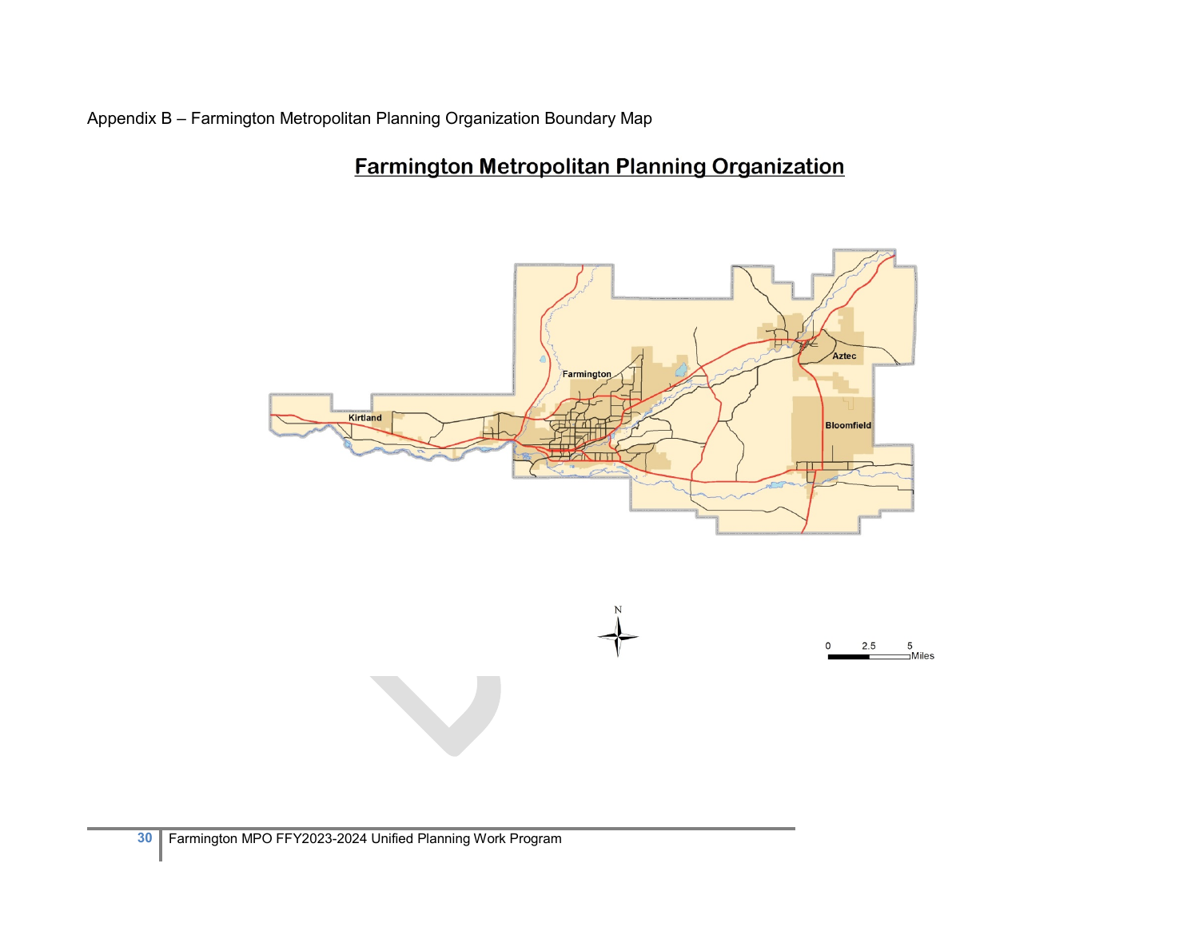Appendix B – Farmington Metropolitan Planning Organization Boundary Map

## Farmington Metropolitan Planning Organization

Kirtland

Farmington

Aztec

Bloomfield

N

0 2.5 5 Miles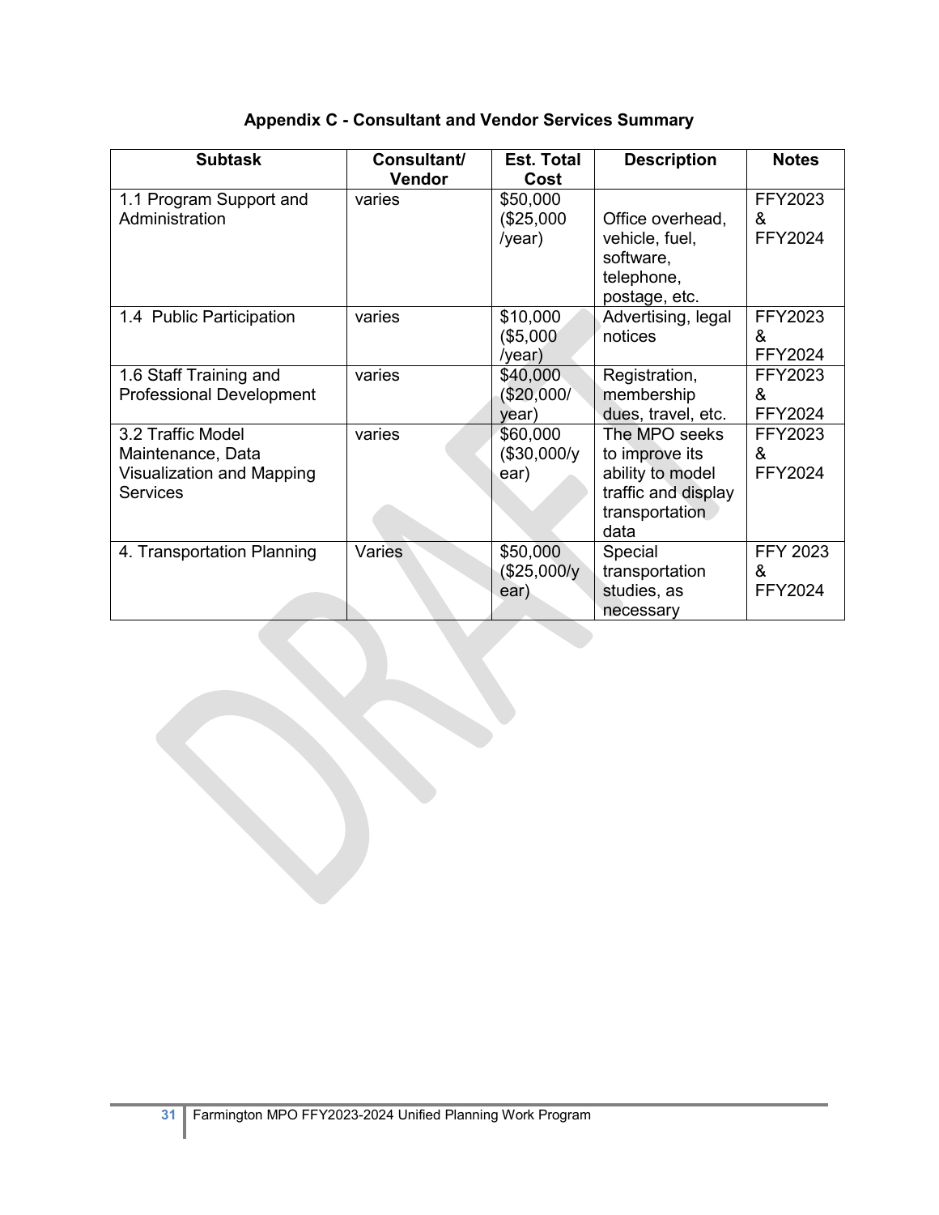## Appendix C - Consultant and Vendor Services Summary

| Subtask | Consultant/ Vendor | Est. Total Cost | Description | Notes |
|---|---|---|---|---|
| 1.1 Program Support and Administration | varies | $50,000 ($25,000 /year) | Office overhead, vehicle, fuel, software, telephone, postage, etc. | FFY2023 & FFY2024 |
| 1.4 Public Participation | varies | $10,000 ($5,000 /year) | Advertising, legal notices | FFY2023 & FFY2024 |
| 1.6 Staff Training and Professional Development | varies | $40,000 ($20,000/ year) | Registration, membership dues, travel, etc. | FFY2023 & FFY2024 |
| 3.2 Traffic Model Maintenance, Data Visualization and Mapping Services | varies | $60,000 ($30,000/year) | The MPO seeks to improve its ability to model traffic and display transportation data | FFY2023 & FFY2024 |
| 4. Transportation Planning | Varies | $50,000 ($25,000/year) | Special transportation studies, as necessary | FFY 2023 & FFY2024 |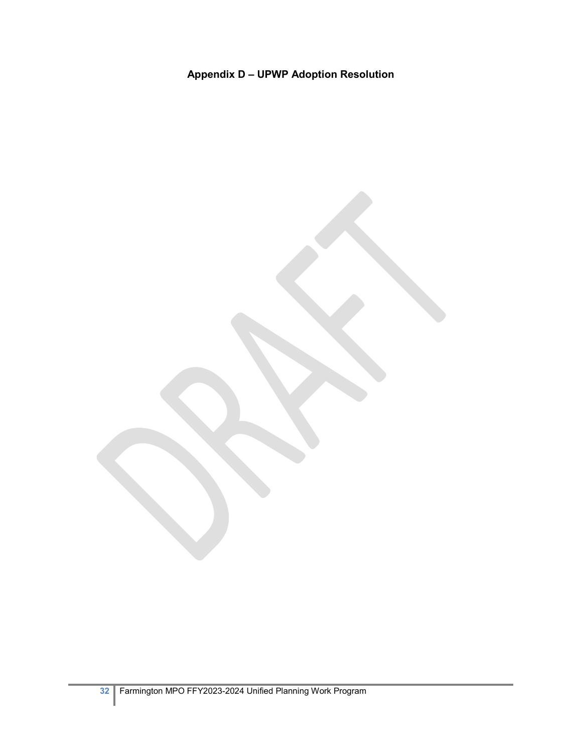## Appendix D – UPWP Adoption Resolution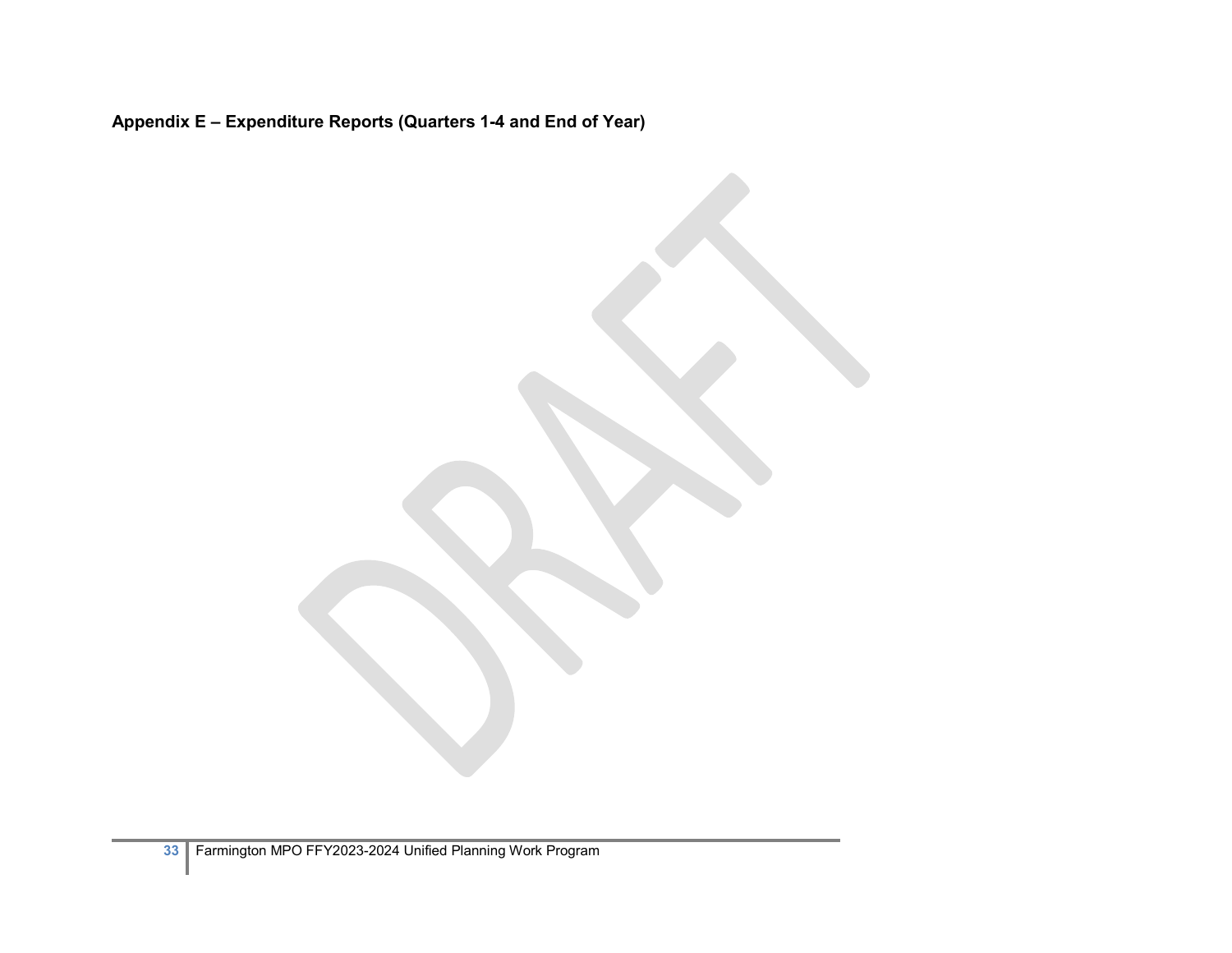**Appendix E – Expenditure Reports (Quarters 1-4 and End of Year)**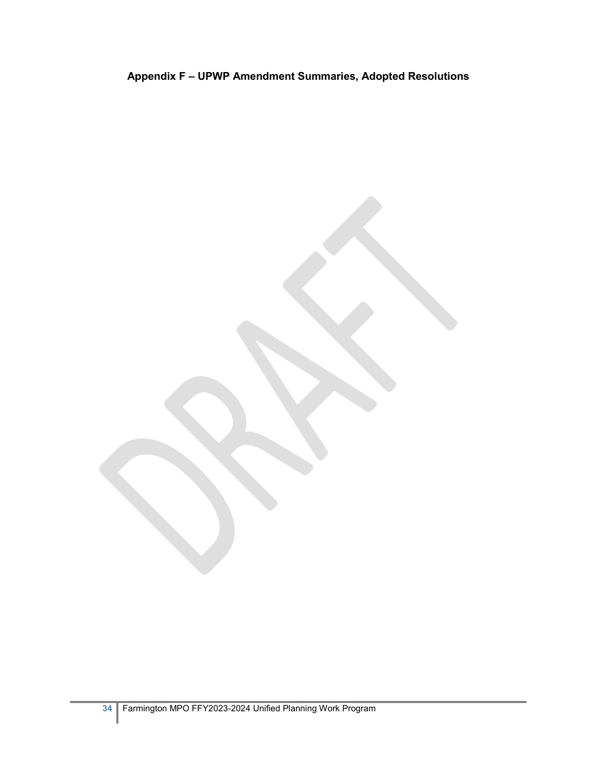## Appendix F – UPWP Amendment Summaries, Adopted Resolutions